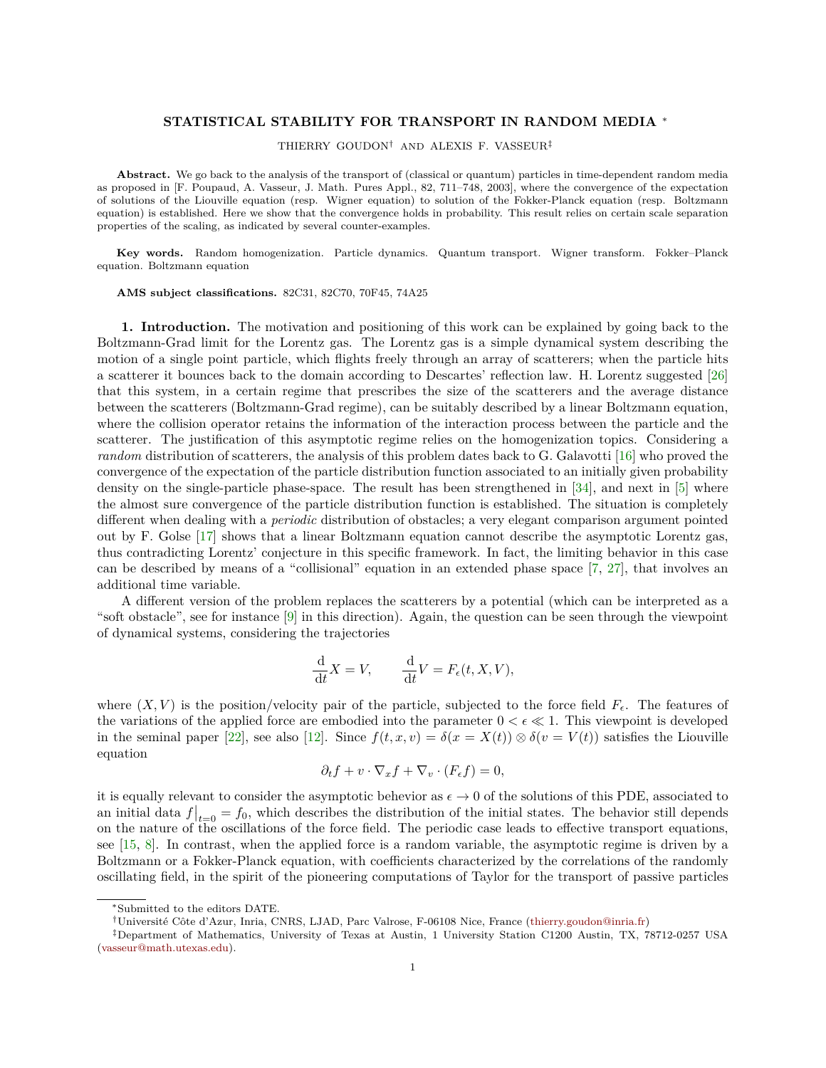# STATISTICAL STABILITY FOR TRANSPORT IN RANDOM MEDIA *

THIERRY GOUDON† AND ALEXIS F. VASSEUR‡

**Abstract.** We go back to the analysis of the transport of (classical or quantum) particles in time-dependent random media as proposed in [F. Poupaud, A. Vasseur, J. Math. Pures Appl., 82, 711–748, 2003], where the convergence of the expectation of solutions of the Liouville equation (resp. Wigner equation) to solution of the Fokker-Planck equation (resp. Boltzmann equation) is established. Here we show that the convergence holds in probability. This result relies on certain scale separation properties of the scaling, as indicated by several counter-examples.

**Key words.** Random homogenization. Particle dynamics. Quantum transport. Wigner transform. Fokker–Planck equation. Boltzmann equation

**AMS subject classifications.** 82C31, 82C70, 70F45, 74A25

## 1. Introduction.

The motivation and positioning of this work can be explained by going back to the Boltzmann-Grad limit for the Lorentz gas. The Lorentz gas is a simple dynamical system describing the motion of a single point particle, which flights freely through an array of scatterers; when the particle hits a scatterer it bounces back to the domain according to Descartes' reflection law. H. Lorentz suggested [26] that this system, in a certain regime that prescribes the size of the scatterers and the average distance between the scatterers (Boltzmann-Grad regime), can be suitably described by a linear Boltzmann equation, where the collision operator retains the information of the interaction process between the particle and the scatterer. The justification of this asymptotic regime relies on the homogenization topics. Considering a *random* distribution of scatterers, the analysis of this problem dates back to G. Galavotti [16] who proved the convergence of the expectation of the particle distribution function associated to an initially given probability density on the single-particle phase-space. The result has been strengthened in [34], and next in [5] where the almost sure convergence of the particle distribution function is established. The situation is completely different when dealing with a *periodic* distribution of obstacles; a very elegant comparison argument pointed out by F. Golse [17] shows that a linear Boltzmann equation cannot describe the asymptotic Lorentz gas, thus contradicting Lorentz' conjecture in this specific framework. In fact, the limiting behavior in this case can be described by means of a "collisional" equation in an extended phase space [7, 27], that involves an additional time variable.

A different version of the problem replaces the scatterers by a potential (which can be interpreted as a "soft obstacle", see for instance [9] in this direction). Again, the question can be seen through the viewpoint of dynamical systems, considering the trajectories

$$\frac{\mathrm{d}}{\mathrm{d}t}X = V, \qquad \frac{\mathrm{d}}{\mathrm{d}t}V = F_\epsilon(t, X, V),$$

where $(X, V)$ is the position/velocity pair of the particle, subjected to the force field $F_\epsilon$. The features of the variations of the applied force are embodied into the parameter $0 < \epsilon \ll 1$. This viewpoint is developed in the seminal paper [22], see also [12]. Since $f(t, x, v) = \delta(x = X(t)) \otimes \delta(v = V(t))$ satisfies the Liouville equation

$$\partial_t f + v \cdot \nabla_x f + \nabla_v \cdot (F_\epsilon f) = 0,$$

it is equally relevant to consider the asymptotic behavior as $\epsilon \to 0$ of the solutions of this PDE, associated to an initial data $f\big|_{t=0} = f_0$, which describes the distribution of the initial states. The behavior still depends on the nature of the oscillations of the force field. The periodic case leads to effective transport equations, see [15, 8]. In contrast, when the applied force is a random variable, the asymptotic regime is driven by a Boltzmann or a Fokker-Planck equation, with coefficients characterized by the correlations of the randomly oscillating field, in the spirit of the pioneering computations of Taylor for the transport of passive particles

*Submitted to the editors DATE.

†Université Côte d'Azur, Inria, CNRS, LJAD, Parc Valrose, F-06108 Nice, France (thierry.goudon@inria.fr)

‡Department of Mathematics, University of Texas at Austin, 1 University Station C1200 Austin, TX, 78712-0257 USA (vasseur@math.utexas.edu).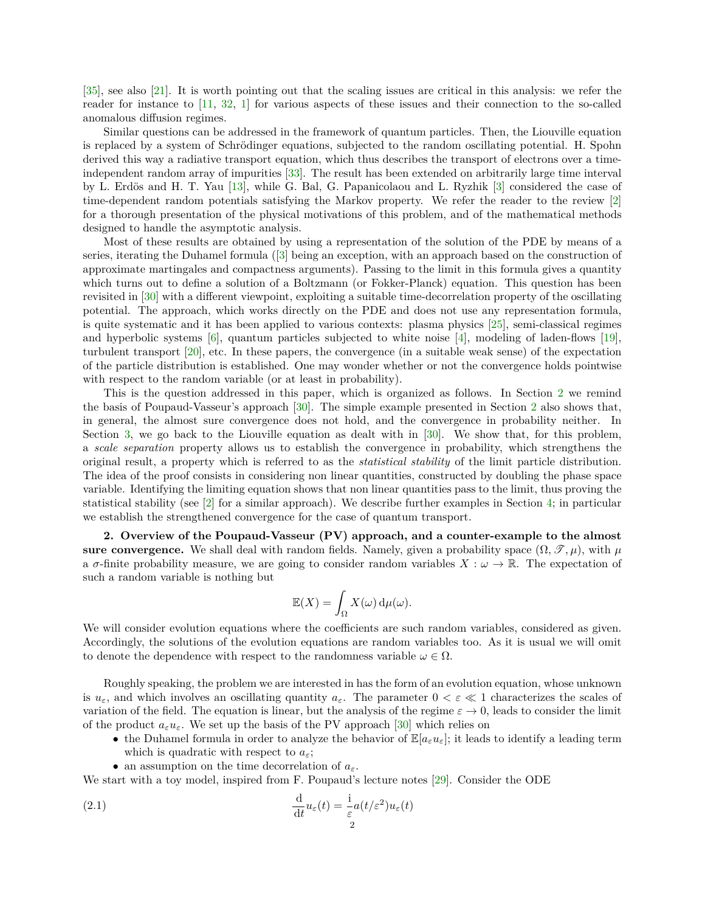[35], see also [21]. It is worth pointing out that the scaling issues are critical in this analysis: we refer the reader for instance to [11, 32, 1] for various aspects of these issues and their connection to the so-called anomalous diffusion regimes.

Similar questions can be addressed in the framework of quantum particles. Then, the Liouville equation is replaced by a system of Schrödinger equations, subjected to the random oscillating potential. H. Spohn derived this way a radiative transport equation, which thus describes the transport of electrons over a time-independent random array of impurities [33]. The result has been extended on arbitrarily large time interval by L. Erdös and H. T. Yau [13], while G. Bal, G. Papanicolaou and L. Ryzhik [3] considered the case of time-dependent random potentials satisfying the Markov property. We refer the reader to the review [2] for a thorough presentation of the physical motivations of this problem, and of the mathematical methods designed to handle the asymptotic analysis.

Most of these results are obtained by using a representation of the solution of the PDE by means of a series, iterating the Duhamel formula ([3] being an exception, with an approach based on the construction of approximate martingales and compactness arguments). Passing to the limit in this formula gives a quantity which turns out to define a solution of a Boltzmann (or Fokker-Planck) equation. This question has been revisited in [30] with a different viewpoint, exploiting a suitable time-decorrelation property of the oscillating potential. The approach, which works directly on the PDE and does not use any representation formula, is quite systematic and it has been applied to various contexts: plasma physics [25], semi-classical regimes and hyperbolic systems [6], quantum particles subjected to white noise [4], modeling of laden-flows [19], turbulent transport [20], etc. In these papers, the convergence (in a suitable weak sense) of the expectation of the particle distribution is established. One may wonder whether or not the convergence holds pointwise with respect to the random variable (or at least in probability).

This is the question addressed in this paper, which is organized as follows. In Section 2 we remind the basis of Poupaud-Vasseur's approach [30]. The simple example presented in Section 2 also shows that, in general, the almost sure convergence does not hold, and the convergence in probability neither. In Section 3, we go back to the Liouville equation as dealt with in [30]. We show that, for this problem, a *scale separation* property allows us to establish the convergence in probability, which strengthens the original result, a property which is referred to as the *statistical stability* of the limit particle distribution. The idea of the proof consists in considering non linear quantities, constructed by doubling the phase space variable. Identifying the limiting equation shows that non linear quantities pass to the limit, thus proving the statistical stability (see [2] for a similar approach). We describe further examples in Section 4; in particular we establish the strengthened convergence for the case of quantum transport.

## 2. Overview of the Poupaud-Vasseur (PV) approach, and a counter-example to the almost sure convergence.

We shall deal with random fields. Namely, given a probability space $(\Omega, \mathscr{T}, \mu)$, with $\mu$ a $\sigma$-finite probability measure, we are going to consider random variables $X : \omega \to \mathbb{R}$. The expectation of such a random variable is nothing but

$$\mathbb{E}(X) = \int_\Omega X(\omega)\,\mathrm{d}\mu(\omega).$$

We will consider evolution equations where the coefficients are such random variables, considered as given. Accordingly, the solutions of the evolution equations are random variables too. As it is usual we will omit to denote the dependence with respect to the randomness variable $\omega \in \Omega$.

Roughly speaking, the problem we are interested in has the form of an evolution equation, whose unknown is $u_\varepsilon$, and which involves an oscillating quantity $a_\varepsilon$. The parameter $0 < \varepsilon \ll 1$ characterizes the scales of variation of the field. The equation is linear, but the analysis of the regime $\varepsilon \to 0$, leads to consider the limit of the product $a_\varepsilon u_\varepsilon$. We set up the basis of the PV approach [30] which relies on

- the Duhamel formula in order to analyze the behavior of $\mathbb{E}[a_\varepsilon u_\varepsilon]$; it leads to identify a leading term which is quadratic with respect to $a_\varepsilon$;
- an assumption on the time decorrelation of $a_\varepsilon$.

We start with a toy model, inspired from F. Poupaud's lecture notes [29]. Consider the ODE

$$\frac{\mathrm{d}}{\mathrm{d}t} u_\varepsilon(t) = \frac{\mathrm{i}}{\varepsilon} a(t/\varepsilon^2) u_\varepsilon(t) \tag{2.1}$$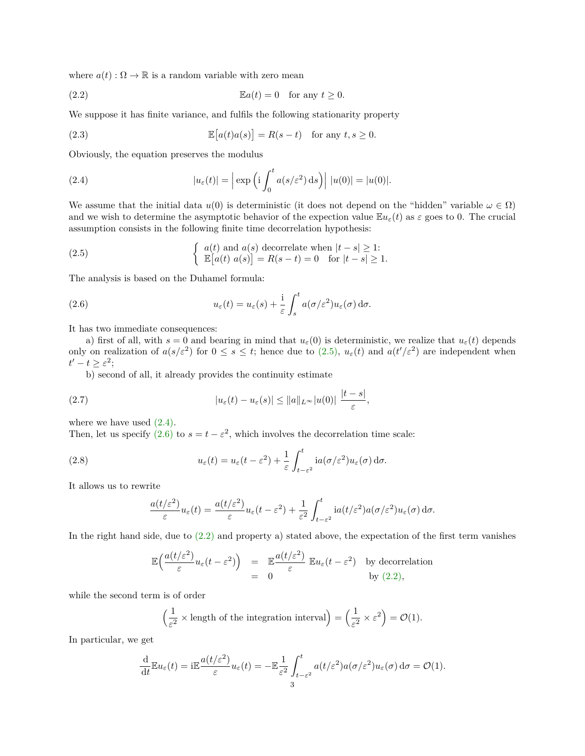where $a(t) : \Omega \to \mathbb{R}$ is a random variable with zero mean

$$\mathbb{E}a(t) = 0 \quad \text{for any } t \geq 0. \tag{2.2}$$

We suppose it has finite variance, and fulfils the following stationarity property

$$\mathbb{E}\big[a(t)a(s)\big] = R(s-t) \quad \text{for any } t, s \geq 0. \tag{2.3}$$

Obviously, the equation preserves the modulus

$$|u_\varepsilon(t)| = \Big| \exp\Big(\mathrm{i}\int_0^t a(s/\varepsilon^2)\,\mathrm{d}s\Big)\Big|\ |u(0)| = |u(0)|. \tag{2.4}$$

We assume that the initial data $u(0)$ is deterministic (it does not depend on the "hidden" variable $\omega \in \Omega$) and we wish to determine the asymptotic behavior of the expection value $\mathbb{E}u_\varepsilon(t)$ as $\varepsilon$ goes to 0. The crucial assumption consists in the following finite time decorrelation hypothesis:

$$\begin{cases} a(t) \text{ and } a(s) \text{ decorrelate when } |t-s| \geq 1: \\ \mathbb{E}\big[a(t)\ a(s)\big] = R(s-t) = 0 \quad \text{for } |t-s| \geq 1. \end{cases} \tag{2.5}$$

The analysis is based on the Duhamel formula:

$$u_\varepsilon(t) = u_\varepsilon(s) + \frac{\mathrm{i}}{\varepsilon}\int_s^t a(\sigma/\varepsilon^2) u_\varepsilon(\sigma)\,\mathrm{d}\sigma. \tag{2.6}$$

It has two immediate consequences:

a) first of all, with $s = 0$ and bearing in mind that $u_\varepsilon(0)$ is deterministic, we realize that $u_\varepsilon(t)$ depends only on realization of $a(s/\varepsilon^2)$ for $0 \leq s \leq t$; hence due to (2.5), $u_\varepsilon(t)$ and $a(t'/\varepsilon^2)$ are independent when $t' - t \geq \varepsilon^2$;

b) second of all, it already provides the continuity estimate

$$|u_\varepsilon(t) - u_\varepsilon(s)| \leq \|a\|_{L^\infty} |u(0)|\ \frac{|t-s|}{\varepsilon}, \tag{2.7}$$

where we have used (2.4).

Then, let us specify (2.6) to $s = t - \varepsilon^2$, which involves the decorrelation time scale:

$$u_\varepsilon(t) = u_\varepsilon(t-\varepsilon^2) + \frac{1}{\varepsilon}\int_{t-\varepsilon^2}^t \mathrm{i}a(\sigma/\varepsilon^2) u_\varepsilon(\sigma)\,\mathrm{d}\sigma. \tag{2.8}$$

It allows us to rewrite

$$\frac{a(t/\varepsilon^2)}{\varepsilon} u_\varepsilon(t) = \frac{a(t/\varepsilon^2)}{\varepsilon} u_\varepsilon(t-\varepsilon^2) + \frac{1}{\varepsilon^2}\int_{t-\varepsilon^2}^t \mathrm{i}a(t/\varepsilon^2)a(\sigma/\varepsilon^2)u_\varepsilon(\sigma)\,\mathrm{d}\sigma.$$

In the right hand side, due to (2.2) and property a) stated above, the expectation of the first term vanishes

$$\begin{aligned}\mathbb{E}\Big(\frac{a(t/\varepsilon^2)}{\varepsilon} u_\varepsilon(t-\varepsilon^2)\Big) &= \mathbb{E}\frac{a(t/\varepsilon^2)}{\varepsilon}\ \mathbb{E}u_\varepsilon(t-\varepsilon^2) \quad \text{by decorrelation} \\ &= 0 \quad \text{by (2.2)},\end{aligned}$$

while the second term is of order

$$\Big(\frac{1}{\varepsilon^2} \times \text{length of the integration interval}\Big) = \Big(\frac{1}{\varepsilon^2} \times \varepsilon^2\Big) = \mathcal{O}(1).$$

In particular, we get

$$\frac{\mathrm{d}}{\mathrm{d}t}\mathbb{E}u_\varepsilon(t) = \mathrm{i}\mathbb{E}\frac{a(t/\varepsilon^2)}{\varepsilon} u_\varepsilon(t) = -\mathbb{E}\frac{1}{\varepsilon^2}\int_{t-\varepsilon^2}^t a(t/\varepsilon^2)a(\sigma/\varepsilon^2)u_\varepsilon(\sigma)\,\mathrm{d}\sigma = \mathcal{O}(1).$$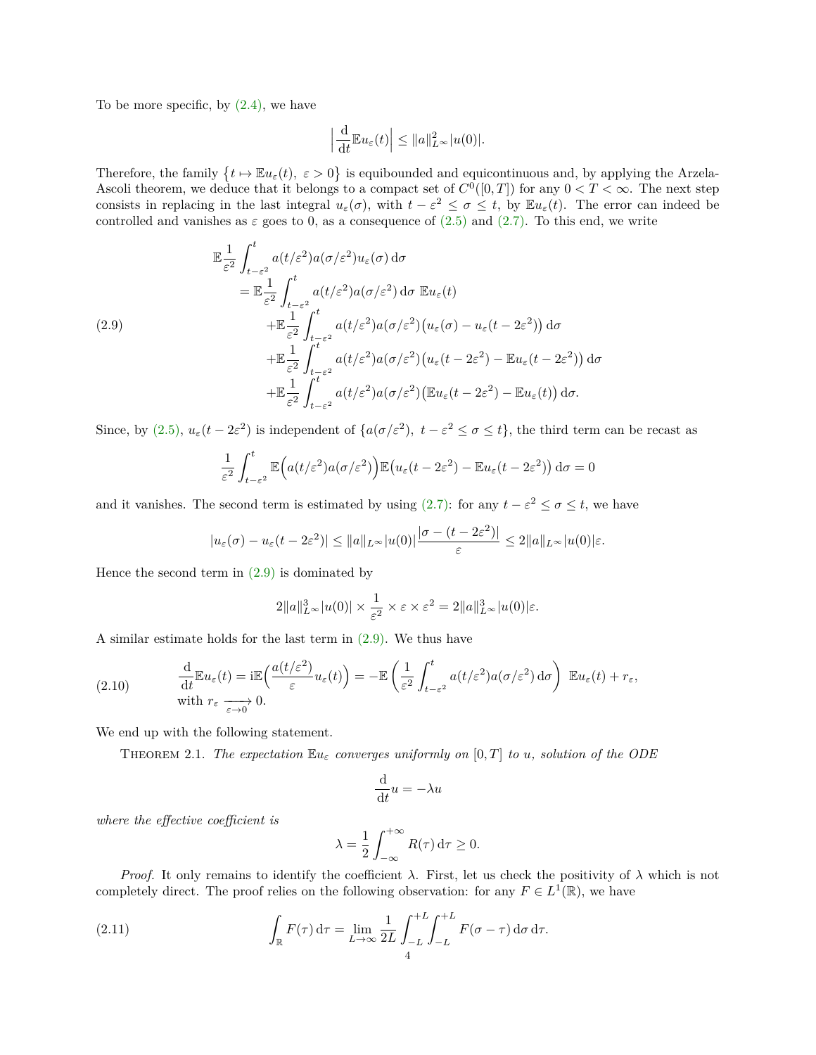To be more specific, by (2.4), we have

$$\Big|\frac{\mathrm{d}}{\mathrm{d}t}\mathbb{E}u_\varepsilon(t)\Big| \le \|a\|_{L^\infty}^2|u(0)|.$$

Therefore, the family $\{t \mapsto \mathbb{E}u_\varepsilon(t),\ \varepsilon > 0\}$ is equibounded and equicontinuous and, by applying the Arzela-Ascoli theorem, we deduce that it belongs to a compact set of $C^0([0,T])$ for any $0 < T < \infty$. The next step consists in replacing in the last integral $u_\varepsilon(\sigma)$, with $t - \varepsilon^2 \le \sigma \le t$, by $\mathbb{E}u_\varepsilon(t)$. The error can indeed be controlled and vanishes as $\varepsilon$ goes to 0, as a consequence of (2.5) and (2.7). To this end, we write

$$\begin{aligned}
&\mathbb{E}\frac{1}{\varepsilon^2}\int_{t-\varepsilon^2}^{t} a(t/\varepsilon^2)a(\sigma/\varepsilon^2)u_\varepsilon(\sigma)\,\mathrm{d}\sigma \\
&\quad= \mathbb{E}\frac{1}{\varepsilon^2}\int_{t-\varepsilon^2}^{t} a(t/\varepsilon^2)a(\sigma/\varepsilon^2)\,\mathrm{d}\sigma\ \mathbb{E}u_\varepsilon(t) \\
&\qquad+\mathbb{E}\frac{1}{\varepsilon^2}\int_{t-\varepsilon^2}^{t} a(t/\varepsilon^2)a(\sigma/\varepsilon^2)\big(u_\varepsilon(\sigma) - u_\varepsilon(t-2\varepsilon^2)\big)\,\mathrm{d}\sigma \\
&\qquad+\mathbb{E}\frac{1}{\varepsilon^2}\int_{t-\varepsilon^2}^{t} a(t/\varepsilon^2)a(\sigma/\varepsilon^2)\big(u_\varepsilon(t-2\varepsilon^2) - \mathbb{E}u_\varepsilon(t-2\varepsilon^2)\big)\,\mathrm{d}\sigma \\
&\qquad+\mathbb{E}\frac{1}{\varepsilon^2}\int_{t-\varepsilon^2}^{t} a(t/\varepsilon^2)a(\sigma/\varepsilon^2)\big(\mathbb{E}u_\varepsilon(t-2\varepsilon^2) - \mathbb{E}u_\varepsilon(t)\big)\,\mathrm{d}\sigma.
\end{aligned} \tag{2.9}$$

Since, by (2.5), $u_\varepsilon(t-2\varepsilon^2)$ is independent of $\{a(\sigma/\varepsilon^2),\ t-\varepsilon^2 \le \sigma \le t\}$, the third term can be recast as

$$\frac{1}{\varepsilon^2}\int_{t-\varepsilon^2}^{t} \mathbb{E}\Big(a(t/\varepsilon^2)a(\sigma/\varepsilon^2)\Big)\mathbb{E}\Big(u_\varepsilon(t-2\varepsilon^2) - \mathbb{E}u_\varepsilon(t-2\varepsilon^2)\Big)\,\mathrm{d}\sigma = 0$$

and it vanishes. The second term is estimated by using (2.7): for any $t - \varepsilon^2 \le \sigma \le t$, we have

$$|u_\varepsilon(\sigma) - u_\varepsilon(t-2\varepsilon^2)| \le \|a\|_{L^\infty}|u(0)|\frac{|\sigma - (t-2\varepsilon^2)|}{\varepsilon} \le 2\|a\|_{L^\infty}|u(0)|\varepsilon.$$

Hence the second term in (2.9) is dominated by

$$2\|a\|_{L^\infty}^3|u(0)| \times \frac{1}{\varepsilon^2} \times \varepsilon \times \varepsilon^2 = 2\|a\|_{L^\infty}^3|u(0)|\varepsilon.$$

A similar estimate holds for the last term in (2.9). We thus have

$$\frac{\mathrm{d}}{\mathrm{d}t}\mathbb{E}u_\varepsilon(t) = \mathrm{i}\mathbb{E}\Big(\frac{a(t/\varepsilon^2)}{\varepsilon}u_\varepsilon(t)\Big) = -\mathbb{E}\left(\frac{1}{\varepsilon^2}\int_{t-\varepsilon^2}^{t} a(t/\varepsilon^2)a(\sigma/\varepsilon^2)\,\mathrm{d}\sigma\right)\ \mathbb{E}u_\varepsilon(t) + r_\varepsilon, \tag{2.10}$$
with $r_\varepsilon \xrightarrow[\varepsilon\to 0]{} 0$.

We end up with the following statement.

Theorem 2.1. *The expectation $\mathbb{E}u_\varepsilon$ converges uniformly on $[0,T]$ to $u$, solution of the ODE*

$$\frac{\mathrm{d}}{\mathrm{d}t}u = -\lambda u$$

*where the effective coefficient is*

$$\lambda = \frac{1}{2}\int_{-\infty}^{+\infty} R(\tau)\,\mathrm{d}\tau \ge 0.$$

*Proof.* It only remains to identify the coefficient $\lambda$. First, let us check the positivity of $\lambda$ which is not completely direct. The proof relies on the following observation: for any $F \in L^1(\mathbb{R})$, we have

$$\int_{\mathbb{R}} F(\tau)\,\mathrm{d}\tau = \lim_{L\to\infty}\frac{1}{2L}\int_{-L}^{+L}\int_{-L}^{+L} F(\sigma - \tau)\,\mathrm{d}\sigma\,\mathrm{d}\tau. \tag{2.11}$$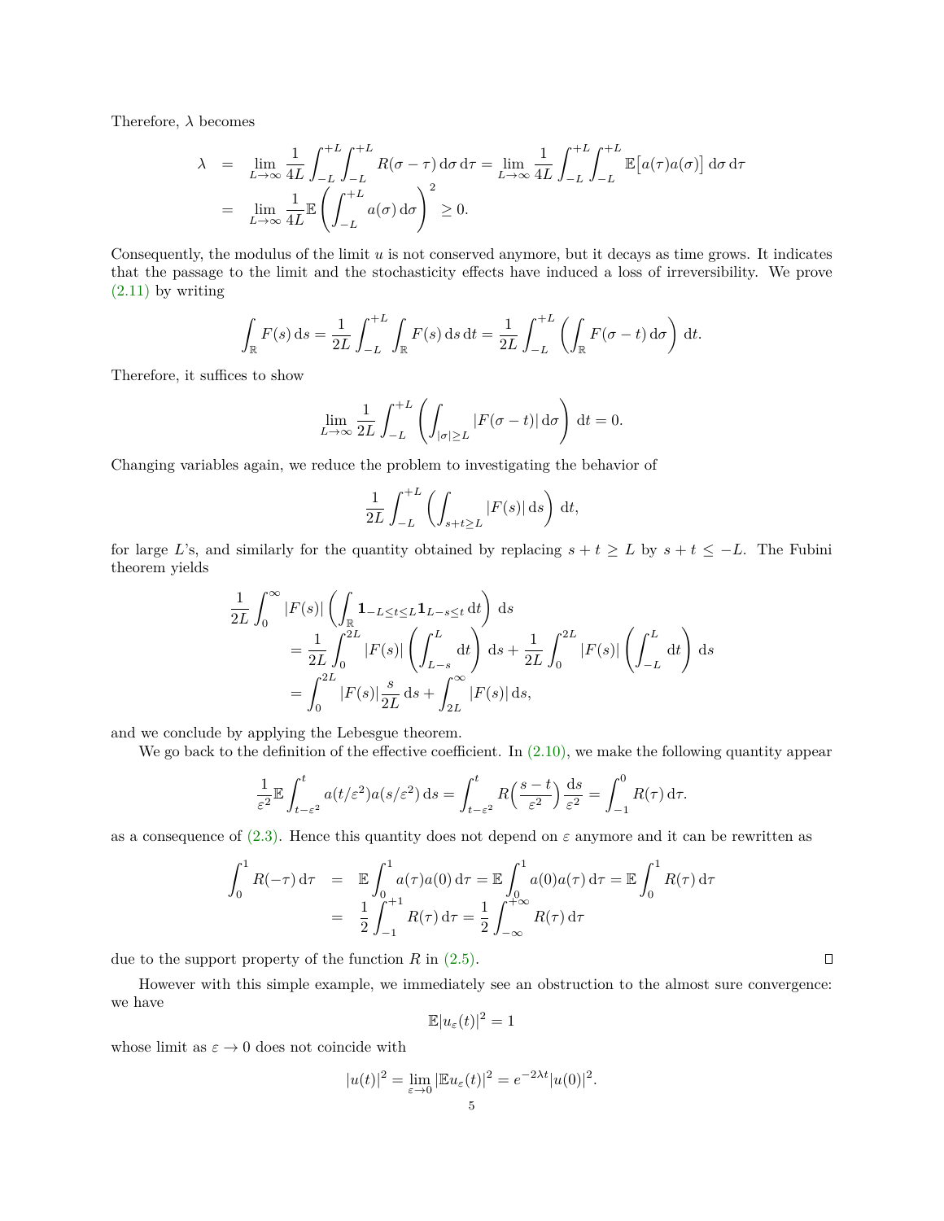Therefore, $\lambda$ becomes

$$
\begin{aligned}
\lambda &= \lim_{L\to\infty} \frac{1}{4L} \int_{-L}^{+L}\int_{-L}^{+L} R(\sigma-\tau)\,\mathrm{d}\sigma\,\mathrm{d}\tau = \lim_{L\to\infty} \frac{1}{4L} \int_{-L}^{+L}\int_{-L}^{+L} \mathbb{E}\big[a(\tau)a(\sigma)\big]\,\mathrm{d}\sigma\,\mathrm{d}\tau \\
&= \lim_{L\to\infty} \frac{1}{4L}\mathbb{E}\left(\int_{-L}^{+L} a(\sigma)\,\mathrm{d}\sigma\right)^2 \geq 0.
\end{aligned}
$$

Consequently, the modulus of the limit $u$ is not conserved anymore, but it decays as time grows. It indicates that the passage to the limit and the stochasticity effects have induced a loss of irreversibility. We prove (2.11) by writing

$$
\int_{\mathbb{R}} F(s)\,\mathrm{d}s = \frac{1}{2L}\int_{-L}^{+L}\int_{\mathbb{R}} F(s)\,\mathrm{d}s\,\mathrm{d}t = \frac{1}{2L}\int_{-L}^{+L}\left(\int_{\mathbb{R}} F(\sigma-t)\,\mathrm{d}\sigma\right)\,\mathrm{d}t.
$$

Therefore, it suffices to show

$$
\lim_{L\to\infty}\frac{1}{2L}\int_{-L}^{+L}\left(\int_{|\sigma|\geq L}|F(\sigma-t)|\,\mathrm{d}\sigma\right)\,\mathrm{d}t = 0.
$$

Changing variables again, we reduce the problem to investigating the behavior of

$$
\frac{1}{2L}\int_{-L}^{+L}\left(\int_{s+t\geq L}|F(s)|\,\mathrm{d}s\right)\,\mathrm{d}t,
$$

for large $L$'s, and similarly for the quantity obtained by replacing $s+t\geq L$ by $s+t\leq -L$. The Fubini theorem yields

$$
\begin{aligned}
&\frac{1}{2L}\int_0^{\infty}|F(s)|\left(\int_{\mathbb{R}}\mathbf{1}_{-L\leq t\leq L}\mathbf{1}_{L-s\leq t}\,\mathrm{d}t\right)\,\mathrm{d}s \\
&\qquad= \frac{1}{2L}\int_0^{2L}|F(s)|\left(\int_{L-s}^{L}\mathrm{d}t\right)\,\mathrm{d}s + \frac{1}{2L}\int_0^{2L}|F(s)|\left(\int_{-L}^{L}\mathrm{d}t\right)\,\mathrm{d}s \\
&\qquad= \int_0^{2L}|F(s)|\frac{s}{2L}\,\mathrm{d}s + \int_{2L}^{\infty}|F(s)|\,\mathrm{d}s,
\end{aligned}
$$

and we conclude by applying the Lebesgue theorem.

We go back to the definition of the effective coefficient. In (2.10), we make the following quantity appear

$$
\frac{1}{\varepsilon^2}\mathbb{E}\int_{t-\varepsilon^2}^{t} a(t/\varepsilon^2)a(s/\varepsilon^2)\,\mathrm{d}s = \int_{t-\varepsilon^2}^{t} R\Big(\frac{s-t}{\varepsilon^2}\Big)\frac{\mathrm{d}s}{\varepsilon^2} = \int_{-1}^{0} R(\tau)\,\mathrm{d}\tau.
$$

as a consequence of (2.3). Hence this quantity does not depend on $\varepsilon$ anymore and it can be rewritten as

$$
\begin{aligned}
\int_0^1 R(-\tau)\,\mathrm{d}\tau &= \mathbb{E}\int_0^1 a(\tau)a(0)\,\mathrm{d}\tau = \mathbb{E}\int_0^1 a(0)a(\tau)\,\mathrm{d}\tau = \mathbb{E}\int_0^1 R(\tau)\,\mathrm{d}\tau \\
&= \frac{1}{2}\int_{-1}^{+1} R(\tau)\,\mathrm{d}\tau = \frac{1}{2}\int_{-\infty}^{+\infty} R(\tau)\,\mathrm{d}\tau
\end{aligned}
$$

due to the support property of the function $R$ in (2.5). $\square$

However with this simple example, we immediately see an obstruction to the almost sure convergence: we have

$$
\mathbb{E}|u_\varepsilon(t)|^2 = 1
$$

whose limit as $\varepsilon\to 0$ does not coincide with

$$
|u(t)|^2 = \lim_{\varepsilon\to 0}|\mathbb{E}u_\varepsilon(t)|^2 = e^{-2\lambda t}|u(0)|^2.
$$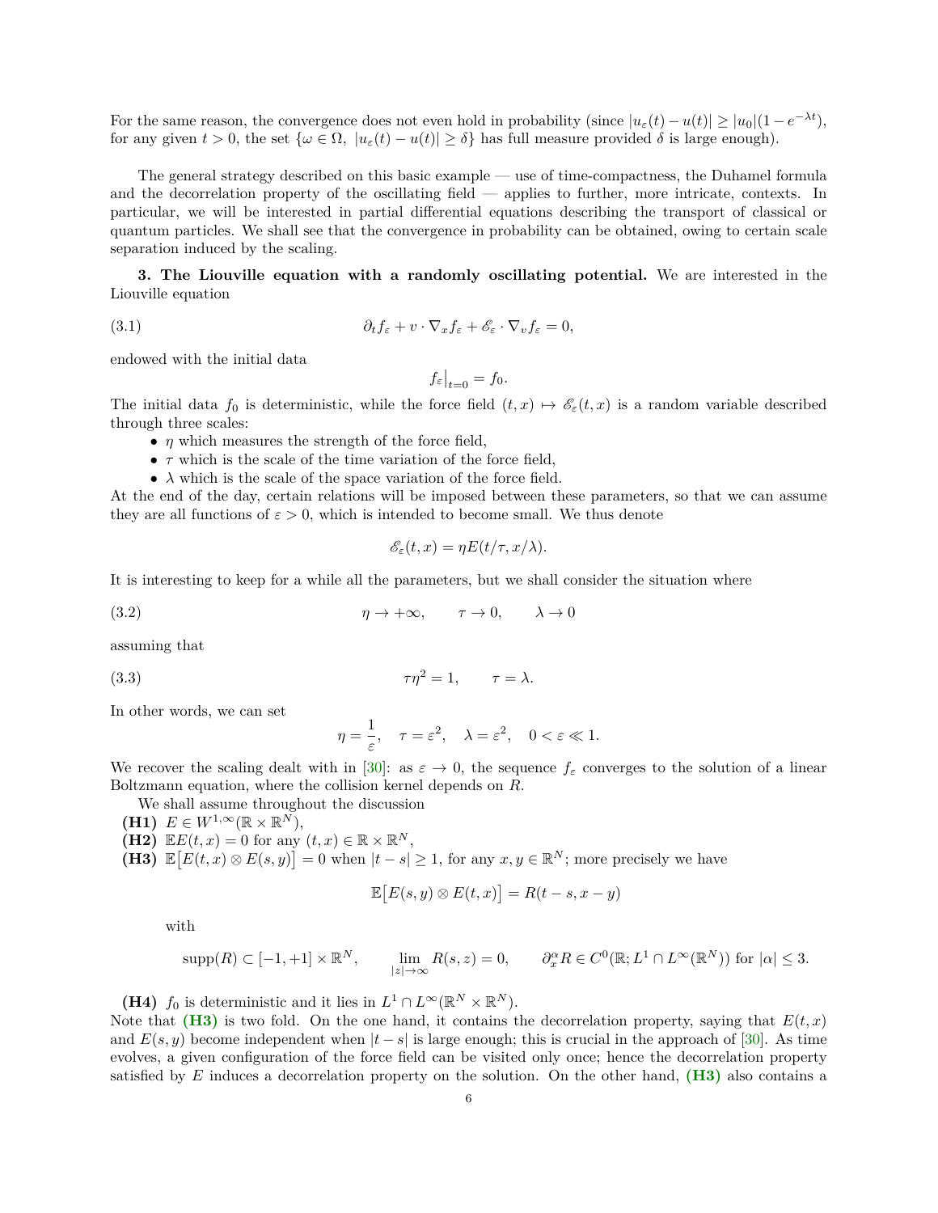For the same reason, the convergence does not even hold in probability (since $|u_\varepsilon(t) - u(t)| \geq |u_0|(1 - e^{-\lambda t})$, for any given $t > 0$, the set $\{\omega \in \Omega,\ |u_\varepsilon(t) - u(t)| \geq \delta\}$ has full measure provided $\delta$ is large enough).

The general strategy described on this basic example — use of time-compactness, the Duhamel formula and the decorrelation property of the oscillating field — applies to further, more intricate, contexts. In particular, we will be interested in partial differential equations describing the transport of classical or quantum particles. We shall see that the convergence in probability can be obtained, owing to certain scale separation induced by the scaling.

**3. The Liouville equation with a randomly oscillating potential.** We are interested in the Liouville equation

$$\partial_t f_\varepsilon + v \cdot \nabla_x f_\varepsilon + \mathscr{E}_\varepsilon \cdot \nabla_v f_\varepsilon = 0, \tag{3.1}$$

endowed with the initial data

$$f_\varepsilon\big|_{t=0} = f_0.$$

The initial data $f_0$ is deterministic, while the force field $(t, x) \mapsto \mathscr{E}_\varepsilon(t, x)$ is a random variable described through three scales:

- $\eta$ which measures the strength of the force field,
- $\tau$ which is the scale of the time variation of the force field,
- $\lambda$ which is the scale of the space variation of the force field.

At the end of the day, certain relations will be imposed between these parameters, so that we can assume they are all functions of $\varepsilon > 0$, which is intended to become small. We thus denote

$$\mathscr{E}_\varepsilon(t, x) = \eta E(t/\tau, x/\lambda).$$

It is interesting to keep for a while all the parameters, but we shall consider the situation where

$$\eta \to +\infty, \qquad \tau \to 0, \qquad \lambda \to 0 \tag{3.2}$$

assuming that

$$\tau\eta^2 = 1, \qquad \tau = \lambda. \tag{3.3}$$

In other words, we can set

$$\eta = \frac{1}{\varepsilon}, \quad \tau = \varepsilon^2, \quad \lambda = \varepsilon^2, \quad 0 < \varepsilon \ll 1.$$

We recover the scaling dealt with in [30]: as $\varepsilon \to 0$, the sequence $f_\varepsilon$ converges to the solution of a linear Boltzmann equation, where the collision kernel depends on $R$.

We shall assume throughout the discussion

**(H1)** $E \in W^{1,\infty}(\mathbb{R} \times \mathbb{R}^N)$,

**(H2)** $\mathbb{E}E(t, x) = 0$ for any $(t, x) \in \mathbb{R} \times \mathbb{R}^N$,

**(H3)** $\mathbb{E}\big[E(t, x) \otimes E(s, y)\big] = 0$ when $|t - s| \geq 1$, for any $x, y \in \mathbb{R}^N$; more precisely we have

$$\mathbb{E}\big[E(s, y) \otimes E(t, x)\big] = R(t - s, x - y)$$

with

$$\operatorname{supp}(R) \subset [-1, +1] \times \mathbb{R}^N, \qquad \lim_{|z| \to \infty} R(s, z) = 0, \qquad \partial_x^\alpha R \in C^0(\mathbb{R}; L^1 \cap L^\infty(\mathbb{R}^N)) \text{ for } |\alpha| \leq 3.$$

**(H4)** $f_0$ is deterministic and it lies in $L^1 \cap L^\infty(\mathbb{R}^N \times \mathbb{R}^N)$.

Note that **(H3)** is two fold. On the one hand, it contains the decorrelation property, saying that $E(t, x)$ and $E(s, y)$ become independent when $|t - s|$ is large enough; this is crucial in the approach of [30]. As time evolves, a given configuration of the force field can be visited only once; hence the decorrelation property satisfied by $E$ induces a decorrelation property on the solution. On the other hand, **(H3)** also contains a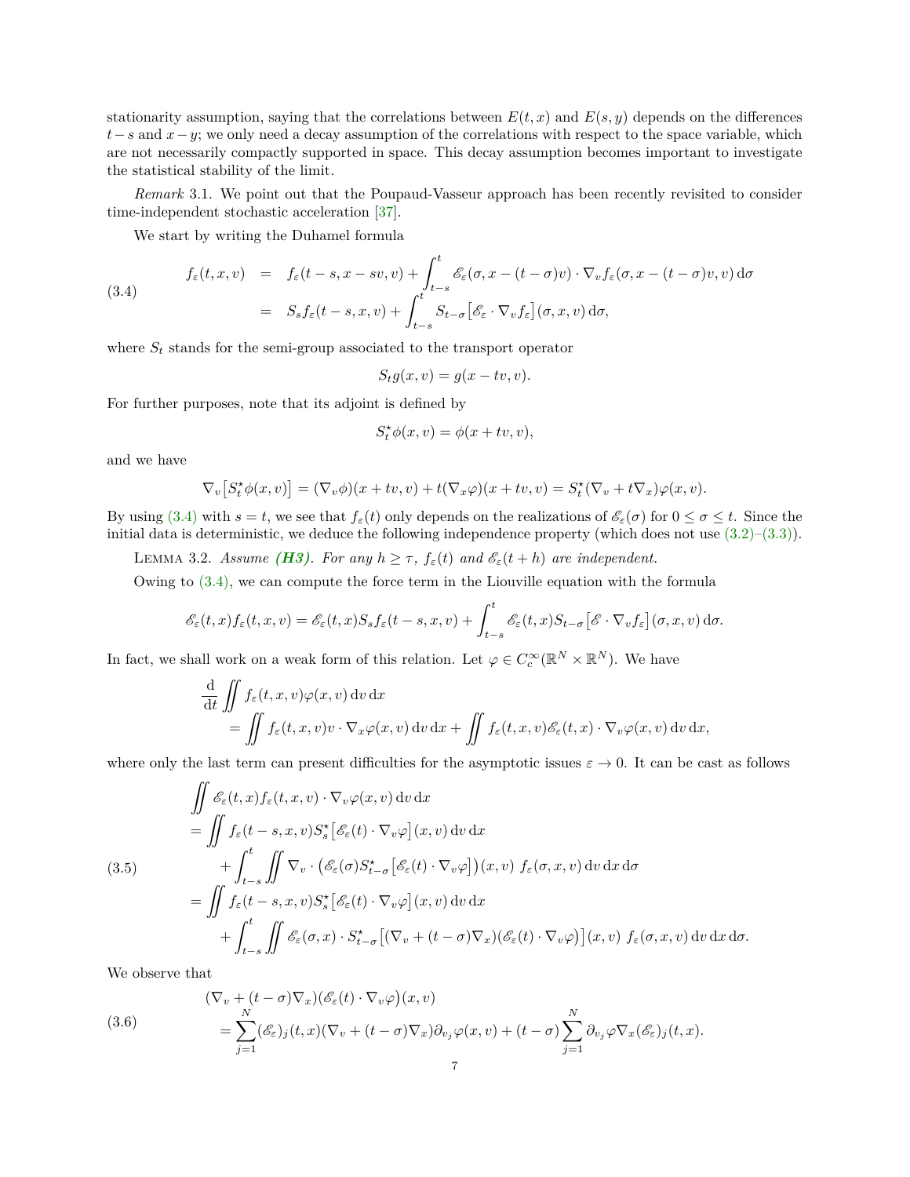stationarity assumption, saying that the correlations between $E(t, x)$ and $E(s, y)$ depends on the differences $t-s$ and $x-y$; we only need a decay assumption of the correlations with respect to the space variable, which are not necessarily compactly supported in space. This decay assumption becomes important to investigate the statistical stability of the limit.

*Remark* 3.1. We point out that the Poupaud-Vasseur approach has been recently revisited to consider time-independent stochastic acceleration [37].

We start by writing the Duhamel formula

$$
\begin{aligned}
f_\varepsilon(t, x, v) &= f_\varepsilon(t-s, x-sv, v) + \int_{t-s}^{t} \mathscr{E}_\varepsilon(\sigma, x-(t-\sigma)v) \cdot \nabla_v f_\varepsilon(\sigma, x-(t-\sigma)v, v)\,\mathrm{d}\sigma \\
&= S_s f_\varepsilon(t-s, x, v) + \int_{t-s}^{t} S_{t-\sigma}\big[\mathscr{E}_\varepsilon \cdot \nabla_v f_\varepsilon\big](\sigma, x, v)\,\mathrm{d}\sigma,
\end{aligned}
\tag{3.4}
$$

where $S_t$ stands for the semi-group associated to the transport operator

$$
S_t g(x, v) = g(x-tv, v).
$$

For further purposes, note that its adjoint is defined by

$$
S_t^\star \phi(x, v) = \phi(x+tv, v),
$$

and we have

$$
\nabla_v\big[S_t^\star \phi(x, v)\big] = (\nabla_v \phi)(x+tv, v) + t(\nabla_x \varphi)(x+tv, v) = S_t^\star(\nabla_v + t\nabla_x)\varphi(x, v).
$$

By using (3.4) with $s = t$, we see that $f_\varepsilon(t)$ only depends on the realizations of $\mathscr{E}_\varepsilon(\sigma)$ for $0 \le \sigma \le t$. Since the initial data is deterministic, we deduce the following independence property (which does not use (3.2)–(3.3)).

Lemma 3.2. *Assume* ***(H3)****. For any $h \ge \tau$, $f_\varepsilon(t)$ and $\mathscr{E}_\varepsilon(t+h)$ are independent.*

Owing to (3.4), we can compute the force term in the Liouville equation with the formula

$$
\mathscr{E}_\varepsilon(t, x) f_\varepsilon(t, x, v) = \mathscr{E}_\varepsilon(t, x) S_s f_\varepsilon(t-s, x, v) + \int_{t-s}^{t} \mathscr{E}_\varepsilon(t, x) S_{t-\sigma}\big[\mathscr{E} \cdot \nabla_v f_\varepsilon\big](\sigma, x, v)\,\mathrm{d}\sigma.
$$

In fact, we shall work on a weak form of this relation. Let $\varphi \in C_c^\infty(\mathbb{R}^N \times \mathbb{R}^N)$. We have

$$
\begin{aligned}
&\frac{\mathrm{d}}{\mathrm{d}t} \iint f_\varepsilon(t, x, v)\varphi(x, v)\,\mathrm{d}v\,\mathrm{d}x \\
&\quad = \iint f_\varepsilon(t, x, v) v \cdot \nabla_x \varphi(x, v)\,\mathrm{d}v\,\mathrm{d}x + \iint f_\varepsilon(t, x, v)\mathscr{E}_\varepsilon(t, x) \cdot \nabla_v \varphi(x, v)\,\mathrm{d}v\,\mathrm{d}x,
\end{aligned}
$$

where only the last term can present difficulties for the asymptotic issues $\varepsilon \to 0$. It can be cast as follows

$$
\begin{aligned}
&\iint \mathscr{E}_\varepsilon(t, x) f_\varepsilon(t, x, v) \cdot \nabla_v \varphi(x, v)\,\mathrm{d}v\,\mathrm{d}x \\
&= \iint f_\varepsilon(t-s, x, v) S_s^\star\big[\mathscr{E}_\varepsilon(t) \cdot \nabla_v \varphi\big](x, v)\,\mathrm{d}v\,\mathrm{d}x \\
&\quad + \int_{t-s}^{t} \iint \nabla_v \cdot \big(\mathscr{E}_\varepsilon(\sigma) S_{t-\sigma}^\star\big[\mathscr{E}_\varepsilon(t) \cdot \nabla_v \varphi\big]\big)(x, v)\ f_\varepsilon(\sigma, x, v)\,\mathrm{d}v\,\mathrm{d}x\,\mathrm{d}\sigma \\
&= \iint f_\varepsilon(t-s, x, v) S_s^\star\big[\mathscr{E}_\varepsilon(t) \cdot \nabla_v \varphi\big](x, v)\,\mathrm{d}v\,\mathrm{d}x \\
&\quad + \int_{t-s}^{t} \iint \mathscr{E}_\varepsilon(\sigma, x) \cdot S_{t-\sigma}^\star\big[(\nabla_v + (t-\sigma)\nabla_x)(\mathscr{E}_\varepsilon(t) \cdot \nabla_v \varphi)\big](x, v)\ f_\varepsilon(\sigma, x, v)\,\mathrm{d}v\,\mathrm{d}x\,\mathrm{d}\sigma.
\end{aligned}
\tag{3.5}
$$

We observe that

$$
\begin{aligned}
&(\nabla_v + (t-\sigma)\nabla_x)\big(\mathscr{E}_\varepsilon(t) \cdot \nabla_v \varphi\big)(x, v) \\
&\quad = \sum_{j=1}^{N} (\mathscr{E}_\varepsilon)_j(t, x)(\nabla_v + (t-\sigma)\nabla_x)\partial_{v_j}\varphi(x, v) + (t-\sigma)\sum_{j=1}^{N} \partial_{v_j}\varphi \nabla_x(\mathscr{E}_\varepsilon)_j(t, x).
\end{aligned}
\tag{3.6}
$$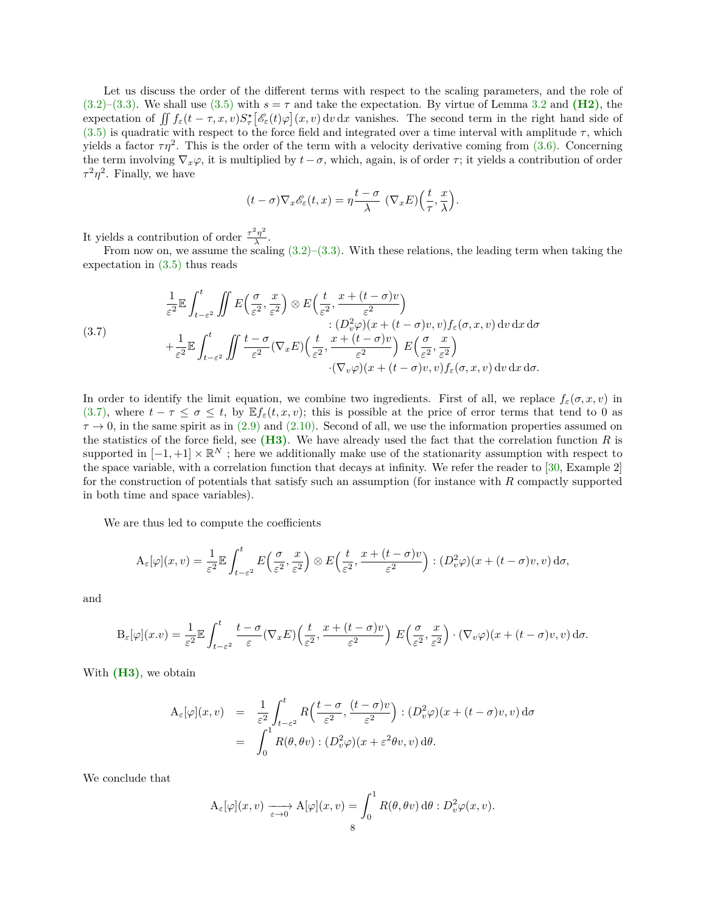Let us discuss the order of the different terms with respect to the scaling parameters, and the role of (3.2)–(3.3). We shall use (3.5) with $s = \tau$ and take the expectation. By virtue of Lemma 3.2 and **(H2)**, the expectation of $\iint f_\varepsilon(t-\tau, x, v) S^\star_\tau\big[\mathscr{E}_\varepsilon(t)\varphi\big](x,v)\,\mathrm{d}v\,\mathrm{d}x$ vanishes. The second term in the right hand side of (3.5) is quadratic with respect to the force field and integrated over a time interval with amplitude $\tau$, which yields a factor $\tau\eta^2$. This is the order of the term with a velocity derivative coming from (3.6). Concerning the term involving $\nabla_x\varphi$, it is multiplied by $t-\sigma$, which, again, is of order $\tau$; it yields a contribution of order $\tau^2\eta^2$. Finally, we have

$$(t-\sigma)\nabla_x \mathscr{E}_\varepsilon(t,x) = \eta\frac{t-\sigma}{\lambda}\ (\nabla_x E)\Big(\frac{t}{\tau}, \frac{x}{\lambda}\Big).$$

It yields a contribution of order $\frac{\tau^2\eta^2}{\lambda}$.

From now on, we assume the scaling (3.2)–(3.3). With these relations, the leading term when taking the expectation in (3.5) thus reads

$$
\begin{aligned}
&\frac{1}{\varepsilon^2}\mathbb{E}\int_{t-\varepsilon^2}^t \iint E\Big(\frac{\sigma}{\varepsilon^2}, \frac{x}{\varepsilon^2}\Big)\otimes E\Big(\frac{t}{\varepsilon^2}, \frac{x+(t-\sigma)v}{\varepsilon^2}\Big) \\
&\qquad\qquad : (D^2_v\varphi)(x+(t-\sigma)v, v) f_\varepsilon(\sigma, x, v)\,\mathrm{d}v\,\mathrm{d}x\,\mathrm{d}\sigma \\
&+\frac{1}{\varepsilon^2}\mathbb{E}\int_{t-\varepsilon^2}^t \iint \frac{t-\sigma}{\varepsilon^2}(\nabla_x E)\Big(\frac{t}{\varepsilon^2}, \frac{x+(t-\sigma)v}{\varepsilon^2}\Big)\ E\Big(\frac{\sigma}{\varepsilon^2}, \frac{x}{\varepsilon^2}\Big) \\
&\qquad\qquad \cdot(\nabla_v\varphi)(x+(t-\sigma)v, v) f_\varepsilon(\sigma, x, v)\,\mathrm{d}v\,\mathrm{d}x\,\mathrm{d}\sigma.
\end{aligned}
\tag{3.7}
$$

In order to identify the limit equation, we combine two ingredients. First of all, we replace $f_\varepsilon(\sigma, x, v)$ in (3.7), where $t-\tau \le \sigma \le t$, by $\mathbb{E}f_\varepsilon(t,x,v)$; this is possible at the price of error terms that tend to 0 as $\tau \to 0$, in the same spirit as in (2.9) and (2.10). Second of all, we use the information properties assumed on the statistics of the force field, see **(H3)**. We have already used the fact that the correlation function $R$ is supported in $[-1,+1]\times\mathbb{R}^N$ ; here we additionally make use of the stationarity assumption with respect to the space variable, with a correlation function that decays at infinity. We refer the reader to [30, Example 2] for the construction of potentials that satisfy such an assumption (for instance with $R$ compactly supported in both time and space variables).

We are thus led to compute the coefficients

$$\mathrm{A}_\varepsilon[\varphi](x,v) = \frac{1}{\varepsilon^2}\mathbb{E}\int_{t-\varepsilon^2}^t E\Big(\frac{\sigma}{\varepsilon^2}, \frac{x}{\varepsilon^2}\Big)\otimes E\Big(\frac{t}{\varepsilon^2}, \frac{x+(t-\sigma)v}{\varepsilon^2}\Big) : (D^2_v\varphi)(x+(t-\sigma)v, v)\,\mathrm{d}\sigma,$$

and

$$\mathrm{B}_\varepsilon[\varphi](x.v) = \frac{1}{\varepsilon^2}\mathbb{E}\int_{t-\varepsilon^2}^t \frac{t-\sigma}{\varepsilon}(\nabla_x E)\Big(\frac{t}{\varepsilon^2}, \frac{x+(t-\sigma)v}{\varepsilon^2}\Big)\ E\Big(\frac{\sigma}{\varepsilon^2}, \frac{x}{\varepsilon^2}\Big)\cdot(\nabla_v\varphi)(x+(t-\sigma)v, v)\,\mathrm{d}\sigma.$$

With **(H3)**, we obtain

$$
\begin{aligned}
\mathrm{A}_\varepsilon[\varphi](x,v) &= \frac{1}{\varepsilon^2}\int_{t-\varepsilon^2}^t R\Big(\frac{t-\sigma}{\varepsilon^2}, \frac{(t-\sigma)v}{\varepsilon^2}\Big) : (D^2_v\varphi)(x+(t-\sigma)v, v)\,\mathrm{d}\sigma \\
&= \int_0^1 R(\theta, \theta v) : (D^2_v\varphi)(x+\varepsilon^2\theta v, v)\,\mathrm{d}\theta.
\end{aligned}
$$

We conclude that

$$\mathrm{A}_\varepsilon[\varphi](x,v) \xrightarrow[\varepsilon\to 0]{} \mathrm{A}[\varphi](x,v) = \int_0^1 R(\theta, \theta v)\,\mathrm{d}\theta : D^2_v\varphi(x,v).$$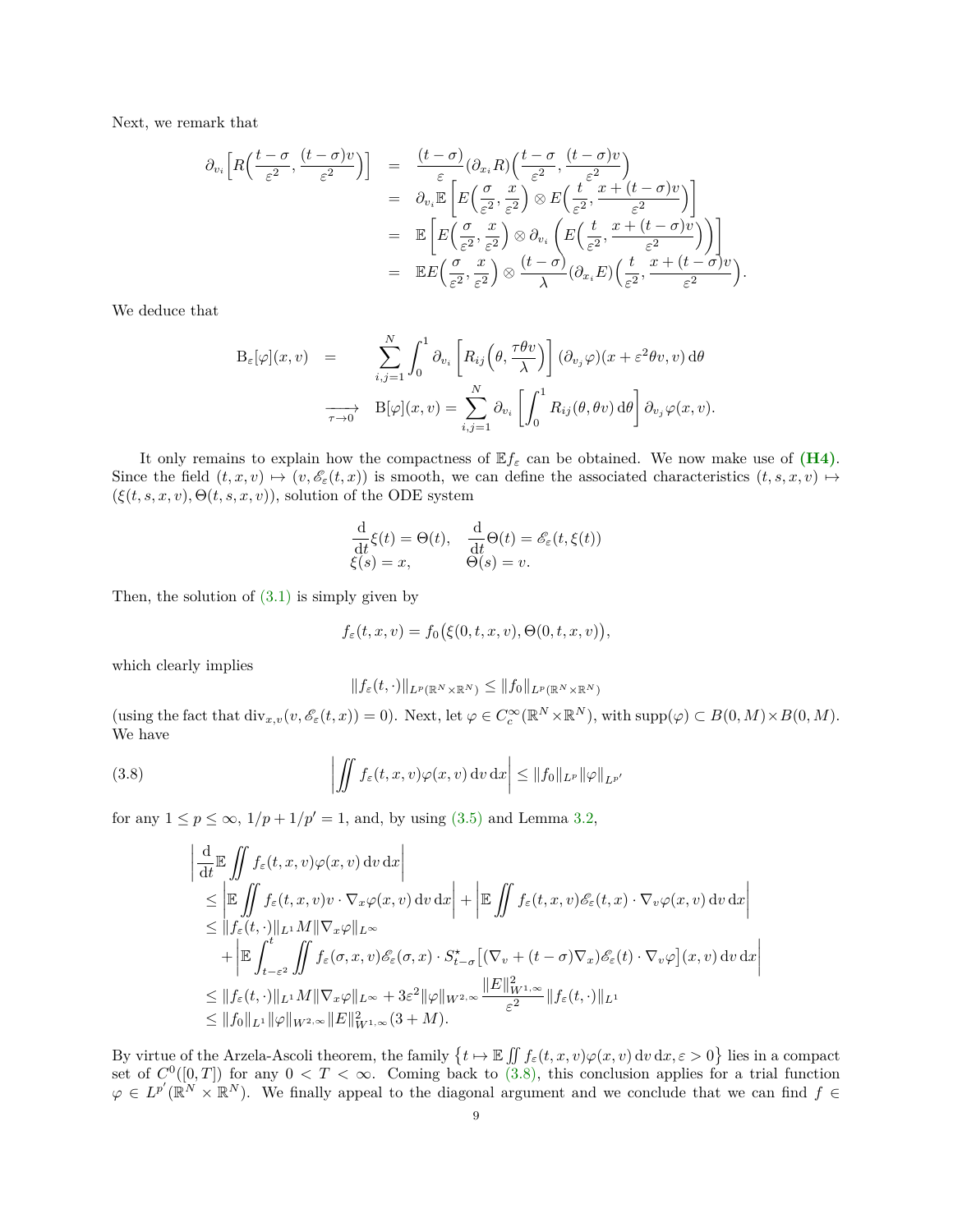Next, we remark that

$$
\begin{aligned}
\partial_{v_i}\Big[R\Big(\frac{t-\sigma}{\varepsilon^2},\frac{(t-\sigma)v}{\varepsilon^2}\Big)\Big] &= \frac{(t-\sigma)}{\varepsilon}(\partial_{x_i}R)\Big(\frac{t-\sigma}{\varepsilon^2},\frac{(t-\sigma)v}{\varepsilon^2}\Big)\\
&= \partial_{v_i}\mathbb{E}\left[E\Big(\frac{\sigma}{\varepsilon^2},\frac{x}{\varepsilon^2}\Big)\otimes E\Big(\frac{t}{\varepsilon^2},\frac{x+(t-\sigma)v}{\varepsilon^2}\Big)\right]\\
&= \mathbb{E}\left[E\Big(\frac{\sigma}{\varepsilon^2},\frac{x}{\varepsilon^2}\Big)\otimes \partial_{v_i}\left(E\Big(\frac{t}{\varepsilon^2},\frac{x+(t-\sigma)v}{\varepsilon^2}\Big)\right)\right]\\
&= \mathbb{E}E\Big(\frac{\sigma}{\varepsilon^2},\frac{x}{\varepsilon^2}\Big)\otimes\frac{(t-\sigma)}{\lambda}(\partial_{x_i}E)\Big(\frac{t}{\varepsilon^2},\frac{x+(t-\sigma)v}{\varepsilon^2}\Big).
\end{aligned}
$$

We deduce that

$$
\begin{aligned}
\mathrm{B}_\varepsilon[\varphi](x,v) &= \sum_{i,j=1}^N\int_0^1\partial_{v_i}\left[R_{ij}\Big(\theta,\frac{\tau\theta v}{\lambda}\Big)\right](\partial_{v_j}\varphi)(x+\varepsilon^2\theta v,v)\,\mathrm{d}\theta\\
&\xrightarrow[\tau\to 0]{} \mathrm{B}[\varphi](x,v)=\sum_{i,j=1}^N\partial_{v_i}\left[\int_0^1 R_{ij}(\theta,\theta v)\,\mathrm{d}\theta\right]\partial_{v_j}\varphi(x,v).
\end{aligned}
$$

It only remains to explain how the compactness of $\mathbb{E}f_\varepsilon$ can be obtained. We now make use of **(H4)**. Since the field $(t,x,v)\mapsto(v,\mathscr{E}_\varepsilon(t,x))$ is smooth, we can define the associated characteristics $(t,s,x,v)\mapsto(\xi(t,s,x,v),\Theta(t,s,x,v))$, solution of the ODE system

$$
\begin{array}{ll}
\dfrac{\mathrm{d}}{\mathrm{d}t}\xi(t)=\Theta(t), & \dfrac{\mathrm{d}}{\mathrm{d}t}\Theta(t)=\mathscr{E}_\varepsilon(t,\xi(t))\\
\xi(s)=x, & \Theta(s)=v.
\end{array}
$$

Then, the solution of (3.1) is simply given by

$$
f_\varepsilon(t,x,v)=f_0\big(\xi(0,t,x,v),\Theta(0,t,x,v)\big),
$$

which clearly implies

$$
\|f_\varepsilon(t,\cdot)\|_{L^p(\mathbb{R}^N\times\mathbb{R}^N)}\le\|f_0\|_{L^p(\mathbb{R}^N\times\mathbb{R}^N)}
$$

(using the fact that $\mathrm{div}_{x,v}(v,\mathscr{E}_\varepsilon(t,x))=0$). Next, let $\varphi\in C_c^\infty(\mathbb{R}^N\times\mathbb{R}^N)$, with $\mathrm{supp}(\varphi)\subset B(0,M)\times B(0,M)$. We have

$$
\left|\iint f_\varepsilon(t,x,v)\varphi(x,v)\,\mathrm{d}v\,\mathrm{d}x\right|\le\|f_0\|_{L^p}\|\varphi\|_{L^{p'}} \tag{3.8}
$$

for any $1\le p\le\infty$, $1/p+1/p'=1$, and, by using (3.5) and Lemma 3.2,

$$
\begin{aligned}
&\left|\frac{\mathrm{d}}{\mathrm{d}t}\mathbb{E}\iint f_\varepsilon(t,x,v)\varphi(x,v)\,\mathrm{d}v\,\mathrm{d}x\right|\\
&\le\left|\mathbb{E}\iint f_\varepsilon(t,x,v)v\cdot\nabla_x\varphi(x,v)\,\mathrm{d}v\,\mathrm{d}x\right|+\left|\mathbb{E}\iint f_\varepsilon(t,x,v)\mathscr{E}_\varepsilon(t,x)\cdot\nabla_v\varphi(x,v)\,\mathrm{d}v\,\mathrm{d}x\right|\\
&\le\|f_\varepsilon(t,\cdot)\|_{L^1}M\|\nabla_x\varphi\|_{L^\infty}\\
&\quad+\left|\mathbb{E}\int_{t-\varepsilon^2}^t\iint f_\varepsilon(\sigma,x,v)\mathscr{E}_\varepsilon(\sigma,x)\cdot S^\star_{t-\sigma}\big[(\nabla_v+(t-\sigma)\nabla_x)\mathscr{E}_\varepsilon(t)\cdot\nabla_v\varphi\big](x,v)\,\mathrm{d}v\,\mathrm{d}x\right|\\
&\le\|f_\varepsilon(t,\cdot)\|_{L^1}M\|\nabla_x\varphi\|_{L^\infty}+3\varepsilon^2\|\varphi\|_{W^{2,\infty}}\frac{\|E\|^2_{W^{1,\infty}}}{\varepsilon^2}\|f_\varepsilon(t,\cdot)\|_{L^1}\\
&\le\|f_0\|_{L^1}\|\varphi\|_{W^{2,\infty}}\|E\|^2_{W^{1,\infty}}(3+M).
\end{aligned}
$$

By virtue of the Arzela-Ascoli theorem, the family $\big\{t\mapsto\mathbb{E}\iint f_\varepsilon(t,x,v)\varphi(x,v)\,\mathrm{d}v\,\mathrm{d}x,\varepsilon>0\big\}$ lies in a compact set of $C^0([0,T])$ for any $0<T<\infty$. Coming back to (3.8), this conclusion applies for a trial function $\varphi\in L^{p'}(\mathbb{R}^N\times\mathbb{R}^N)$. We finally appeal to the diagonal argument and we conclude that we can find $f\in$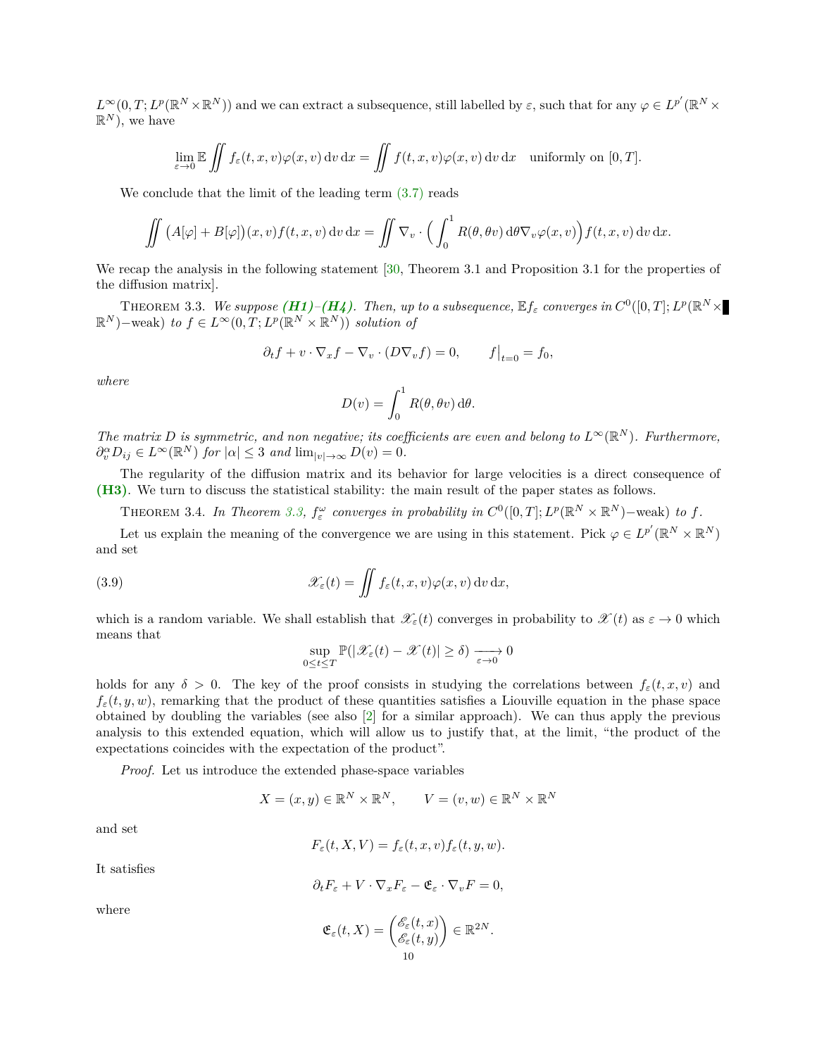$L^\infty(0,T;L^p(\mathbb{R}^N\times\mathbb{R}^N))$ and we can extract a subsequence, still labelled by $\varepsilon$, such that for any $\varphi \in L^{p'}(\mathbb{R}^N\times\mathbb{R}^N)$, we have

$$\lim_{\varepsilon\to 0}\mathbb{E}\iint f_\varepsilon(t,x,v)\varphi(x,v)\,\mathrm{d}v\,\mathrm{d}x = \iint f(t,x,v)\varphi(x,v)\,\mathrm{d}v\,\mathrm{d}x \quad \text{uniformly on } [0,T].$$

We conclude that the limit of the leading term (3.7) reads

$$\iint \big(A[\varphi]+B[\varphi]\big)(x,v)f(t,x,v)\,\mathrm{d}v\,\mathrm{d}x = \iint \nabla_v\cdot\Big(\int_0^1 R(\theta,\theta v)\,\mathrm{d}\theta\nabla_v\varphi(x,v)\Big)f(t,x,v)\,\mathrm{d}v\,\mathrm{d}x.$$

We recap the analysis in the following statement [30, Theorem 3.1 and Proposition 3.1 for the properties of the diffusion matrix].

Theorem 3.3. *We suppose **(H1)–(H4)**. Then, up to a subsequence, $\mathbb{E}f_\varepsilon$ converges in $C^0([0,T];L^p(\mathbb{R}^N\times\mathbb{R}^N)-\text{weak})$ to $f\in L^\infty(0,T;L^p(\mathbb{R}^N\times\mathbb{R}^N))$ solution of*

$$\partial_t f + v\cdot\nabla_x f - \nabla_v\cdot(D\nabla_v f) = 0, \qquad f\big|_{t=0}=f_0,$$

*where*

$$D(v)=\int_0^1 R(\theta,\theta v)\,\mathrm{d}\theta.$$

*The matrix $D$ is symmetric, and non negative; its coefficients are even and belong to $L^\infty(\mathbb{R}^N)$. Furthermore, $\partial_v^\alpha D_{ij}\in L^\infty(\mathbb{R}^N)$ for $|\alpha|\le 3$ and $\lim_{|v|\to\infty}D(v)=0$.*

The regularity of the diffusion matrix and its behavior for large velocities is a direct consequence of **(H3)**. We turn to discuss the statistical stability: the main result of the paper states as follows.

Theorem 3.4. *In Theorem 3.3, $f_\varepsilon^\omega$ converges in probability in $C^0([0,T];L^p(\mathbb{R}^N\times\mathbb{R}^N)-\text{weak})$ to $f$.*

Let us explain the meaning of the convergence we are using in this statement. Pick $\varphi\in L^{p'}(\mathbb{R}^N\times\mathbb{R}^N)$ and set

$$\mathscr{X}_\varepsilon(t)=\iint f_\varepsilon(t,x,v)\varphi(x,v)\,\mathrm{d}v\,\mathrm{d}x, \tag{3.9}$$

which is a random variable. We shall establish that $\mathscr{X}_\varepsilon(t)$ converges in probability to $\mathscr{X}(t)$ as $\varepsilon\to 0$ which means that

$$\sup_{0\le t\le T}\mathbb{P}(|\mathscr{X}_\varepsilon(t)-\mathscr{X}(t)|\ge\delta)\xrightarrow[\varepsilon\to 0]{} 0$$

holds for any $\delta>0$. The key of the proof consists in studying the correlations between $f_\varepsilon(t,x,v)$ and $f_\varepsilon(t,y,w)$, remarking that the product of these quantities satisfies a Liouville equation in the phase space obtained by doubling the variables (see also [2] for a similar approach). We can thus apply the previous analysis to this extended equation, which will allow us to justify that, at the limit, "the product of the expectations coincides with the expectation of the product".

*Proof.* Let us introduce the extended phase-space variables

$$X=(x,y)\in\mathbb{R}^N\times\mathbb{R}^N, \qquad V=(v,w)\in\mathbb{R}^N\times\mathbb{R}^N$$

and set

$$F_\varepsilon(t,X,V)=f_\varepsilon(t,x,v)f_\varepsilon(t,y,w).$$

It satisfies

$$\partial_t F_\varepsilon + V\cdot\nabla_x F_\varepsilon - \mathfrak{E}_\varepsilon\cdot\nabla_v F = 0,$$

where

$$\mathfrak{E}_\varepsilon(t,X)=\begin{pmatrix}\mathscr{E}_\varepsilon(t,x)\\ \mathscr{E}_\varepsilon(t,y)\end{pmatrix}\in\mathbb{R}^{2N}.$$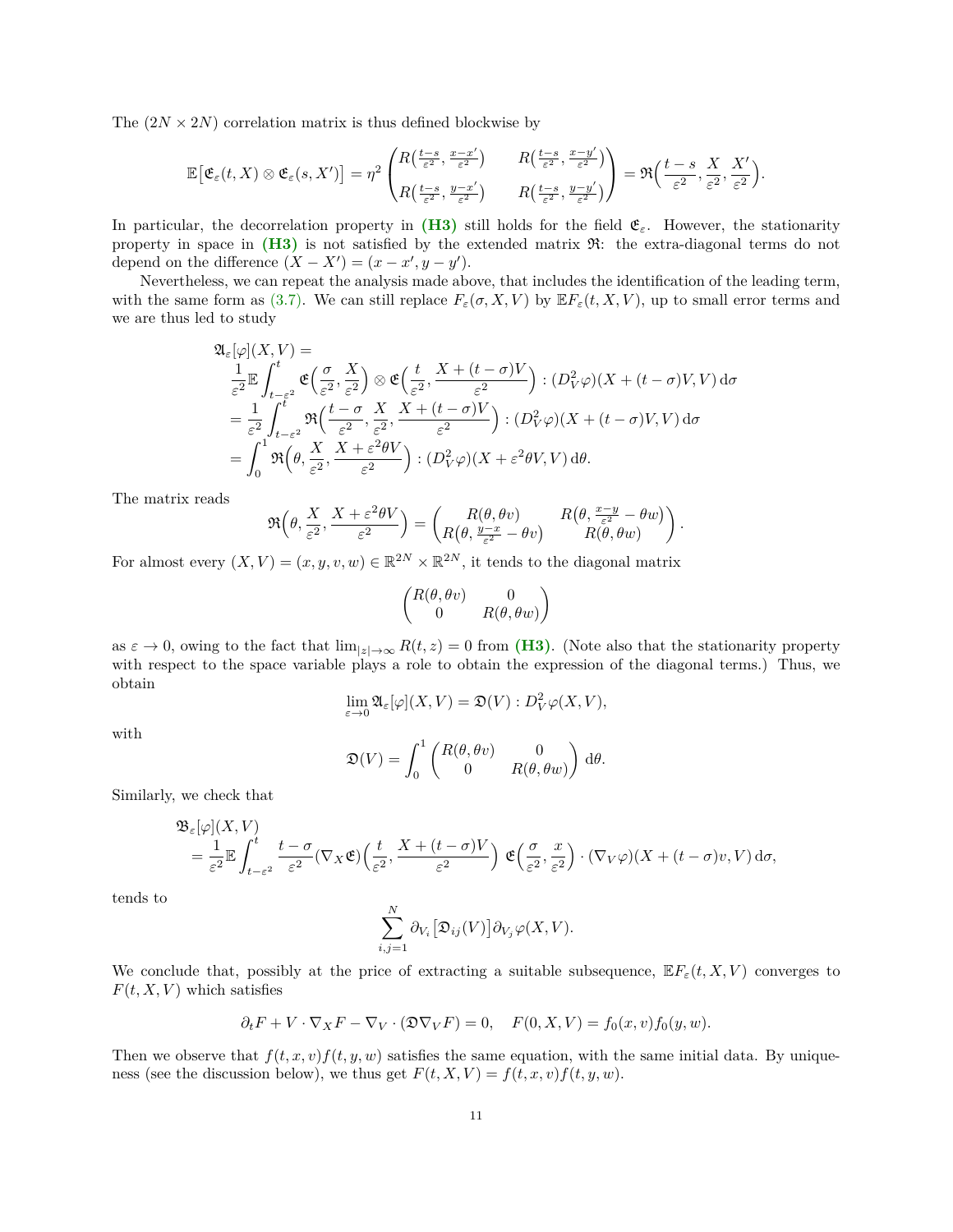The $(2N \times 2N)$ correlation matrix is thus defined blockwise by

$$
\mathbb{E}\big[\mathfrak{E}_\varepsilon(t,X) \otimes \mathfrak{E}_\varepsilon(s,X')\big] = \eta^2 \begin{pmatrix} R\big(\frac{t-s}{\varepsilon^2}, \frac{x-x'}{\varepsilon^2}\big) & R\big(\frac{t-s}{\varepsilon^2}, \frac{x-y'}{\varepsilon^2}\big) \\ R\big(\frac{t-s}{\varepsilon^2}, \frac{y-x'}{\varepsilon^2}\big) & R\big(\frac{t-s}{\varepsilon^2}, \frac{y-y'}{\varepsilon^2}\big) \end{pmatrix} = \mathfrak{R}\Big(\frac{t-s}{\varepsilon^2}, \frac{X}{\varepsilon^2}, \frac{X'}{\varepsilon^2}\Big).
$$

In particular, the decorrelation property in **(H3)** still holds for the field $\mathfrak{E}_\varepsilon$. However, the stationarity property in space in **(H3)** is not satisfied by the extended matrix $\mathfrak{R}$: the extra-diagonal terms do not depend on the difference $(X - X') = (x - x', y - y')$.

Nevertheless, we can repeat the analysis made above, that includes the identification of the leading term, with the same form as (3.7). We can still replace $F_\varepsilon(\sigma, X, V)$ by $\mathbb{E}F_\varepsilon(t, X, V)$, up to small error terms and we are thus led to study

$$
\begin{aligned}
&\mathfrak{A}_\varepsilon[\varphi](X,V) = \\
&\quad \frac{1}{\varepsilon^2}\mathbb{E}\int_{t-\varepsilon^2}^t \mathfrak{E}\Big(\frac{\sigma}{\varepsilon^2}, \frac{X}{\varepsilon^2}\Big) \otimes \mathfrak{E}\Big(\frac{t}{\varepsilon^2}, \frac{X + (t-\sigma)V}{\varepsilon^2}\Big) : (D_V^2\varphi)(X + (t-\sigma)V, V)\,\mathrm{d}\sigma \\
&\quad = \frac{1}{\varepsilon^2}\int_{t-\varepsilon^2}^t \mathfrak{R}\Big(\frac{t-\sigma}{\varepsilon^2}, \frac{X}{\varepsilon^2}, \frac{X + (t-\sigma)V}{\varepsilon^2}\Big) : (D_V^2\varphi)(X + (t-\sigma)V, V)\,\mathrm{d}\sigma \\
&\quad = \int_0^1 \mathfrak{R}\Big(\theta, \frac{X}{\varepsilon^2}, \frac{X + \varepsilon^2\theta V}{\varepsilon^2}\Big) : (D_V^2\varphi)(X + \varepsilon^2\theta V, V)\,\mathrm{d}\theta.
\end{aligned}
$$

The matrix reads

$$
\mathfrak{R}\Big(\theta, \frac{X}{\varepsilon^2}, \frac{X + \varepsilon^2\theta V}{\varepsilon^2}\Big) = \begin{pmatrix} R(\theta, \theta v) & R\big(\theta, \frac{x-y}{\varepsilon^2} - \theta w\big) \\ R\big(\theta, \frac{y-x}{\varepsilon^2} - \theta v\big) & R(\theta, \theta w) \end{pmatrix}.
$$

For almost every $(X, V) = (x, y, v, w) \in \mathbb{R}^{2N} \times \mathbb{R}^{2N}$, it tends to the diagonal matrix

$$
\begin{pmatrix} R(\theta, \theta v) & 0 \\ 0 & R(\theta, \theta w) \end{pmatrix}
$$

as $\varepsilon \to 0$, owing to the fact that $\lim_{|z|\to\infty} R(t, z) = 0$ from **(H3)**. (Note also that the stationarity property with respect to the space variable plays a role to obtain the expression of the diagonal terms.) Thus, we obtain

$$
\lim_{\varepsilon\to 0} \mathfrak{A}_\varepsilon[\varphi](X,V) = \mathfrak{D}(V) : D_V^2\varphi(X,V),
$$

with

$$
\mathfrak{D}(V) = \int_0^1 \begin{pmatrix} R(\theta, \theta v) & 0 \\ 0 & R(\theta, \theta w) \end{pmatrix}\mathrm{d}\theta.
$$

Similarly, we check that

$$
\begin{aligned}
&\mathfrak{B}_\varepsilon[\varphi](X,V) \\
&\quad = \frac{1}{\varepsilon^2}\mathbb{E}\int_{t-\varepsilon^2}^t \frac{t-\sigma}{\varepsilon^2}(\nabla_X\mathfrak{E})\Big(\frac{t}{\varepsilon^2}, \frac{X + (t-\sigma)V}{\varepsilon^2}\Big)\ \mathfrak{E}\Big(\frac{\sigma}{\varepsilon^2}, \frac{x}{\varepsilon^2}\Big) \cdot (\nabla_V\varphi)(X + (t-\sigma)v, V)\,\mathrm{d}\sigma,
\end{aligned}
$$

tends to

$$
\sum_{i,j=1}^N \partial_{V_i}\big[\mathfrak{D}_{ij}(V)\big]\partial_{V_j}\varphi(X,V).
$$

We conclude that, possibly at the price of extracting a suitable subsequence, $\mathbb{E}F_\varepsilon(t, X, V)$ converges to $F(t, X, V)$ which satisfies

$$
\partial_t F + V \cdot \nabla_X F - \nabla_V \cdot (\mathfrak{D}\nabla_V F) = 0, \quad F(0, X, V) = f_0(x, v) f_0(y, w).
$$

Then we observe that $f(t, x, v) f(t, y, w)$ satisfies the same equation, with the same initial data. By uniqueness (see the discussion below), we thus get $F(t, X, V) = f(t, x, v) f(t, y, w)$.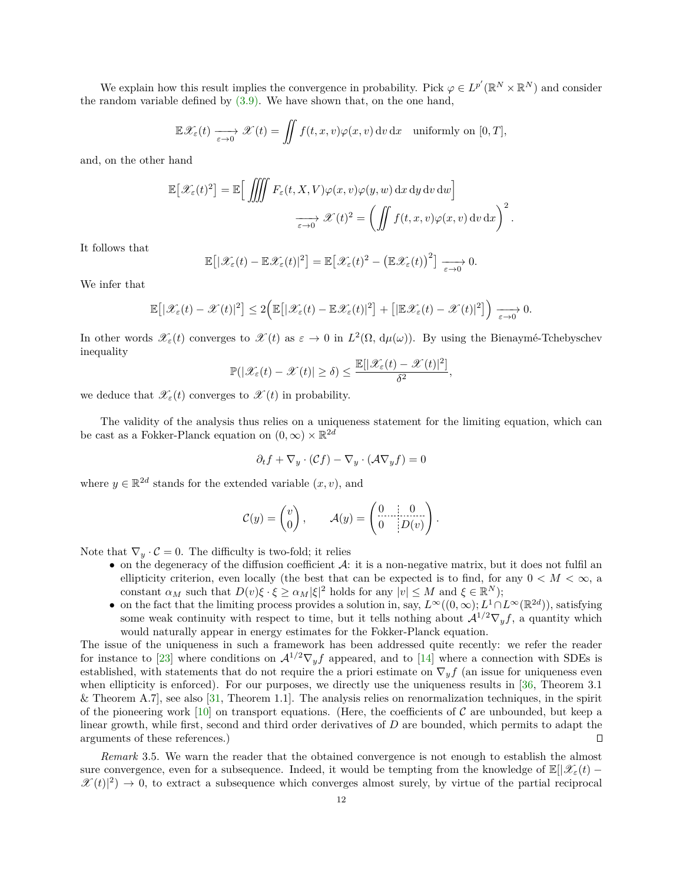We explain how this result implies the convergence in probability. Pick $\varphi \in L^{p'}(\mathbb{R}^N \times \mathbb{R}^N)$ and consider the random variable defined by (3.9). We have shown that, on the one hand,

$$\mathbb{E}\mathscr{X}_\varepsilon(t) \xrightarrow[\varepsilon\to 0]{} \mathscr{X}(t) = \iint f(t,x,v)\varphi(x,v)\,\mathrm{d}v\,\mathrm{d}x \quad \text{uniformly on } [0,T],$$

and, on the other hand

$$\mathbb{E}\big[\mathscr{X}_\varepsilon(t)^2\big] = \mathbb{E}\Big[\iiiint F_\varepsilon(t,X,V)\varphi(x,v)\varphi(y,w)\,\mathrm{d}x\,\mathrm{d}y\,\mathrm{d}v\,\mathrm{d}w\Big] \xrightarrow[\varepsilon\to 0]{} \mathscr{X}(t)^2 = \Big(\iint f(t,x,v)\varphi(x,v)\,\mathrm{d}v\,\mathrm{d}x\Big)^2.$$

It follows that

$$\mathbb{E}\big[|\mathscr{X}_\varepsilon(t) - \mathbb{E}\mathscr{X}_\varepsilon(t)|^2\big] = \mathbb{E}\big[\mathscr{X}_\varepsilon(t)^2 - \big(\mathbb{E}\mathscr{X}_\varepsilon(t)\big)^2\big] \xrightarrow[\varepsilon\to 0]{} 0.$$

We infer that

$$\mathbb{E}\big[|\mathscr{X}_\varepsilon(t) - \mathscr{X}(t)|^2\big] \le 2\Big(\mathbb{E}\big[|\mathscr{X}_\varepsilon(t) - \mathbb{E}\mathscr{X}_\varepsilon(t)|^2\big] + \big[|\mathbb{E}\mathscr{X}_\varepsilon(t) - \mathscr{X}(t)|^2\big]\Big) \xrightarrow[\varepsilon\to 0]{} 0.$$

In other words $\mathscr{X}_\varepsilon(t)$ converges to $\mathscr{X}(t)$ as $\varepsilon \to 0$ in $L^2(\Omega, \mathrm{d}\mu(\omega))$. By using the Bienaymé-Tchebyschev inequality

$$\mathbb{P}(|\mathscr{X}_\varepsilon(t) - \mathscr{X}(t)| \ge \delta) \le \frac{\mathbb{E}[|\mathscr{X}_\varepsilon(t) - \mathscr{X}(t)|^2]}{\delta^2},$$

we deduce that $\mathscr{X}_\varepsilon(t)$ converges to $\mathscr{X}(t)$ in probability.

The validity of the analysis thus relies on a uniqueness statement for the limiting equation, which can be cast as a Fokker-Planck equation on $(0,\infty) \times \mathbb{R}^{2d}$

$$\partial_t f + \nabla_y \cdot (\mathcal{C} f) - \nabla_y \cdot (\mathcal{A}\nabla_y f) = 0$$

where $y \in \mathbb{R}^{2d}$ stands for the extended variable $(x,v)$, and

$$\mathcal{C}(y) = \begin{pmatrix} v \\ 0 \end{pmatrix}, \qquad \mathcal{A}(y) = \begin{pmatrix} 0 & 0 \\ 0 & D(v) \end{pmatrix}.$$

Note that $\nabla_y \cdot \mathcal{C} = 0$. The difficulty is two-fold; it relies

- on the degeneracy of the diffusion coefficient $\mathcal{A}$: it is a non-negative matrix, but it does not fulfil an ellipticity criterion, even locally (the best that can be expected is to find, for any $0 < M < \infty$, a constant $\alpha_M$ such that $D(v)\xi \cdot \xi \ge \alpha_M |\xi|^2$ holds for any $|v| \le M$ and $\xi \in \mathbb{R}^N$);
- on the fact that the limiting process provides a solution in, say, $L^\infty((0,\infty); L^1 \cap L^\infty(\mathbb{R}^{2d}))$, satisfying some weak continuity with respect to time, but it tells nothing about $\mathcal{A}^{1/2}\nabla_y f$, a quantity which would naturally appear in energy estimates for the Fokker-Planck equation.

The issue of the uniqueness in such a framework has been addressed quite recently: we refer the reader for instance to [23] where conditions on $\mathcal{A}^{1/2}\nabla_y f$ appeared, and to [14] where a connection with SDEs is established, with statements that do not require the a priori estimate on $\nabla_y f$ (an issue for uniqueness even when ellipticity is enforced). For our purposes, we directly use the uniqueness results in [36, Theorem 3.1 & Theorem A.7], see also [31, Theorem 1.1]. The analysis relies on renormalization techniques, in the spirit of the pioneering work [10] on transport equations. (Here, the coefficients of $\mathcal{C}$ are unbounded, but keep a linear growth, while first, second and third order derivatives of $D$ are bounded, which permits to adapt the arguments of these references.) ∎

*Remark* 3.5. We warn the reader that the obtained convergence is not enough to establish the almost sure convergence, even for a subsequence. Indeed, it would be tempting from the knowledge of $\mathbb{E}[|\mathscr{X}_\varepsilon(t) - \mathscr{X}(t)|^2) \to 0$, to extract a subsequence which converges almost surely, by virtue of the partial reciprocal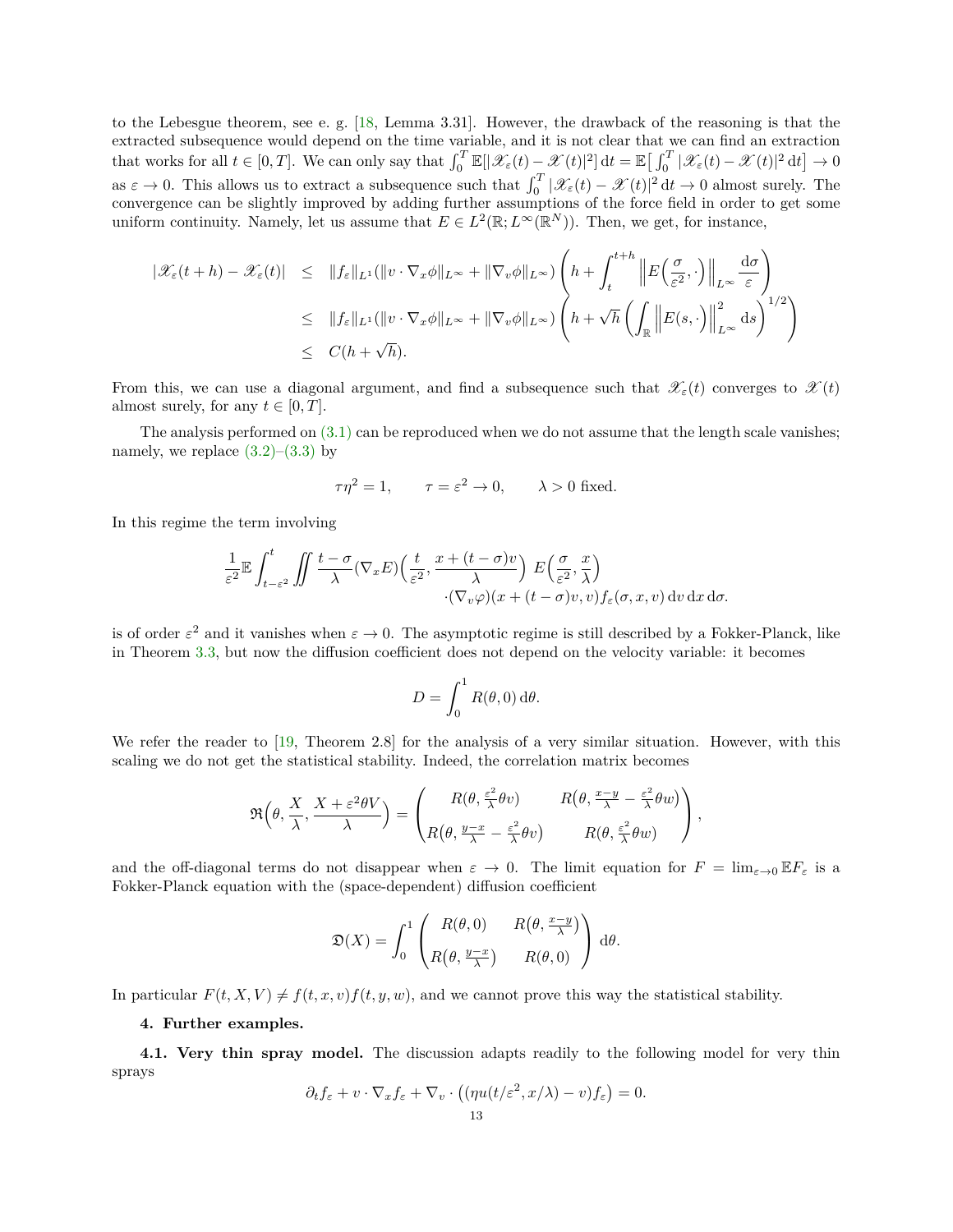to the Lebesgue theorem, see e. g. [18, Lemma 3.31]. However, the drawback of the reasoning is that the extracted subsequence would depend on the time variable, and it is not clear that we can find an extraction that works for all $t \in [0,T]$. We can only say that $\int_0^T \mathbb{E}[|\mathscr{X}_\varepsilon(t) - \mathscr{X}(t)|^2]\,\mathrm{d}t = \mathbb{E}\big[\int_0^T |\mathscr{X}_\varepsilon(t) - \mathscr{X}(t)|^2\,\mathrm{d}t\big] \to 0$ as $\varepsilon \to 0$. This allows us to extract a subsequence such that $\int_0^T |\mathscr{X}_\varepsilon(t) - \mathscr{X}(t)|^2\,\mathrm{d}t \to 0$ almost surely. The convergence can be slightly improved by adding further assumptions of the force field in order to get some uniform continuity. Namely, let us assume that $E \in L^2(\mathbb{R}; L^\infty(\mathbb{R}^N))$. Then, we get, for instance,

$$
\begin{aligned}
|\mathscr{X}_\varepsilon(t+h) - \mathscr{X}_\varepsilon(t)| &\leq \|f_\varepsilon\|_{L^1}(\|v\cdot\nabla_x\phi\|_{L^\infty} + \|\nabla_v\phi\|_{L^\infty})\left(h + \int_t^{t+h}\left\|E\Big(\frac{\sigma}{\varepsilon^2},\cdot\Big)\right\|_{L^\infty}\frac{\mathrm{d}\sigma}{\varepsilon}\right)\\
&\leq \|f_\varepsilon\|_{L^1}(\|v\cdot\nabla_x\phi\|_{L^\infty} + \|\nabla_v\phi\|_{L^\infty})\left(h + \sqrt{h}\left(\int_{\mathbb{R}}\left\|E(s,\cdot)\right\|^2_{L^\infty}\mathrm{d}s\right)^{1/2}\right)\\
&\leq C(h+\sqrt{h}).
\end{aligned}
$$

From this, we can use a diagonal argument, and find a subsequence such that $\mathscr{X}_\varepsilon(t)$ converges to $\mathscr{X}(t)$ almost surely, for any $t \in [0,T]$.

The analysis performed on (3.1) can be reproduced when we do not assume that the length scale vanishes; namely, we replace (3.2)–(3.3) by

$$
\tau\eta^2 = 1, \qquad \tau = \varepsilon^2 \to 0, \qquad \lambda > 0 \text{ fixed.}
$$

In this regime the term involving

$$
\begin{aligned}
\frac{1}{\varepsilon^2}\mathbb{E}\int_{t-\varepsilon^2}^t \iint \frac{t-\sigma}{\lambda}(\nabla_x E)\Big(\frac{t}{\varepsilon^2}, \frac{x+(t-\sigma)v}{\lambda}\Big)\; E\Big(\frac{\sigma}{\varepsilon^2}, \frac{x}{\lambda}\Big)&\\
\cdot(\nabla_v\varphi)(x+(t-\sigma)v, v) f_\varepsilon(\sigma, x, v)\,\mathrm{d}v\,\mathrm{d}x\,\mathrm{d}\sigma.&
\end{aligned}
$$

is of order $\varepsilon^2$ and it vanishes when $\varepsilon \to 0$. The asymptotic regime is still described by a Fokker-Planck, like in Theorem 3.3, but now the diffusion coefficient does not depend on the velocity variable: it becomes

$$
D = \int_0^1 R(\theta, 0)\,\mathrm{d}\theta.
$$

We refer the reader to [19, Theorem 2.8] for the analysis of a very similar situation. However, with this scaling we do not get the statistical stability. Indeed, the correlation matrix becomes

$$
\mathfrak{R}\Big(\theta, \frac{X}{\lambda}, \frac{X+\varepsilon^2\theta V}{\lambda}\Big) = \begin{pmatrix} R(\theta, \frac{\varepsilon^2}{\lambda}\theta v) & R\big(\theta, \frac{x-y}{\lambda} - \frac{\varepsilon^2}{\lambda}\theta w\big) \\ R\big(\theta, \frac{y-x}{\lambda} - \frac{\varepsilon^2}{\lambda}\theta v\big) & R(\theta, \frac{\varepsilon^2}{\lambda}\theta w) \end{pmatrix},
$$

and the off-diagonal terms do not disappear when $\varepsilon \to 0$. The limit equation for $F = \lim_{\varepsilon\to 0}\mathbb{E}F_\varepsilon$ is a Fokker-Planck equation with the (space-dependent) diffusion coefficient

$$
\mathfrak{D}(X) = \int_0^1 \begin{pmatrix} R(\theta, 0) & R\big(\theta, \frac{x-y}{\lambda}\big) \\ R\big(\theta, \frac{y-x}{\lambda}\big) & R(\theta, 0) \end{pmatrix}\,\mathrm{d}\theta.
$$

In particular $F(t,X,V) \neq f(t,x,v)f(t,y,w)$, and we cannot prove this way the statistical stability.

## 4. Further examples.

**4.1. Very thin spray model.** The discussion adapts readily to the following model for very thin sprays

$$
\partial_t f_\varepsilon + v\cdot\nabla_x f_\varepsilon + \nabla_v\cdot\big((\eta u(t/\varepsilon^2, x/\lambda) - v)f_\varepsilon\big) = 0.
$$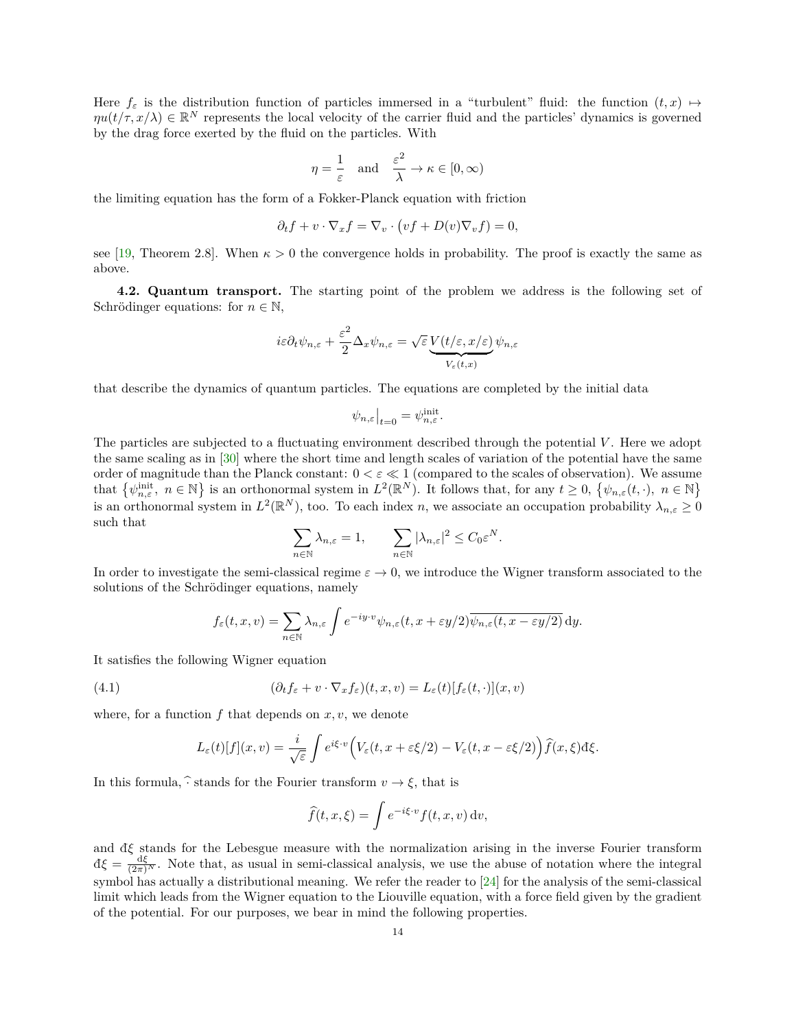Here $f_\varepsilon$ is the distribution function of particles immersed in a "turbulent" fluid: the function $(t,x) \mapsto \eta u(t/\tau, x/\lambda) \in \mathbb{R}^N$ represents the local velocity of the carrier fluid and the particles' dynamics is governed by the drag force exerted by the fluid on the particles. With

$$\eta = \frac{1}{\varepsilon} \quad \text{and} \quad \frac{\varepsilon^2}{\lambda} \to \kappa \in [0,\infty)$$

the limiting equation has the form of a Fokker-Planck equation with friction

$$\partial_t f + v \cdot \nabla_x f = \nabla_v \cdot \big(vf + D(v)\nabla_v f\big) = 0,$$

see [19, Theorem 2.8]. When $\kappa > 0$ the convergence holds in probability. The proof is exactly the same as above.

**4.2. Quantum transport.** The starting point of the problem we address is the following set of Schrödinger equations: for $n \in \mathbb{N}$,

$$i\varepsilon\partial_t \psi_{n,\varepsilon} + \frac{\varepsilon^2}{2}\Delta_x \psi_{n,\varepsilon} = \sqrt{\varepsilon}\,\underbrace{V(t/\varepsilon, x/\varepsilon)}_{V_\varepsilon(t,x)}\psi_{n,\varepsilon}$$

that describe the dynamics of quantum particles. The equations are completed by the initial data

$$\psi_{n,\varepsilon}\big|_{t=0} = \psi_{n,\varepsilon}^{\text{init}}.$$

The particles are subjected to a fluctuating environment described through the potential $V$. Here we adopt the same scaling as in [30] where the short time and length scales of variation of the potential have the same order of magnitude than the Planck constant: $0 < \varepsilon \ll 1$ (compared to the scales of observation). We assume that $\{\psi_{n,\varepsilon}^{\text{init}},\ n \in \mathbb{N}\}$ is an orthonormal system in $L^2(\mathbb{R}^N)$. It follows that, for any $t \geq 0$, $\{\psi_{n,\varepsilon}(t,\cdot),\ n \in \mathbb{N}\}$ is an orthonormal system in $L^2(\mathbb{R}^N)$, too. To each index $n$, we associate an occupation probability $\lambda_{n,\varepsilon} \geq 0$ such that

$$\sum_{n\in\mathbb{N}} \lambda_{n,\varepsilon} = 1, \qquad \sum_{n\in\mathbb{N}} |\lambda_{n,\varepsilon}|^2 \leq C_0 \varepsilon^N.$$

In order to investigate the semi-classical regime $\varepsilon \to 0$, we introduce the Wigner transform associated to the solutions of the Schrödinger equations, namely

$$f_\varepsilon(t,x,v) = \sum_{n\in\mathbb{N}} \lambda_{n,\varepsilon} \int e^{-iy\cdot v} \psi_{n,\varepsilon}(t, x+\varepsilon y/2)\overline{\psi_{n,\varepsilon}(t,x-\varepsilon y/2)}\,\mathrm{d}y.$$

It satisfies the following Wigner equation

$$(\partial_t f_\varepsilon + v\cdot\nabla_x f_\varepsilon)(t,x,v) = L_\varepsilon(t)[f_\varepsilon(t,\cdot)](x,v) \tag{4.1}$$

where, for a function $f$ that depends on $x, v$, we denote

$$L_\varepsilon(t)[f](x,v) = \frac{i}{\sqrt{\varepsilon}} \int e^{i\xi\cdot v}\Big(V_\varepsilon(t, x+\varepsilon\xi/2) - V_\varepsilon(t,x-\varepsilon\xi/2)\Big)\widehat{f}(x,\xi)\text{đ}\xi.$$

In this formula, $\widehat{\cdot}$ stands for the Fourier transform $v \to \xi$, that is

$$\widehat{f}(t,x,\xi) = \int e^{-i\xi\cdot v} f(t,x,v)\,\mathrm{d}v,$$

and đ$\xi$ stands for the Lebesgue measure with the normalization arising in the inverse Fourier transform đ$\xi = \frac{\mathrm{d}\xi}{(2\pi)^N}$. Note that, as usual in semi-classical analysis, we use the abuse of notation where the integral symbol has actually a distributional meaning. We refer the reader to [24] for the analysis of the semi-classical limit which leads from the Wigner equation to the Liouville equation, with a force field given by the gradient of the potential. For our purposes, we bear in mind the following properties.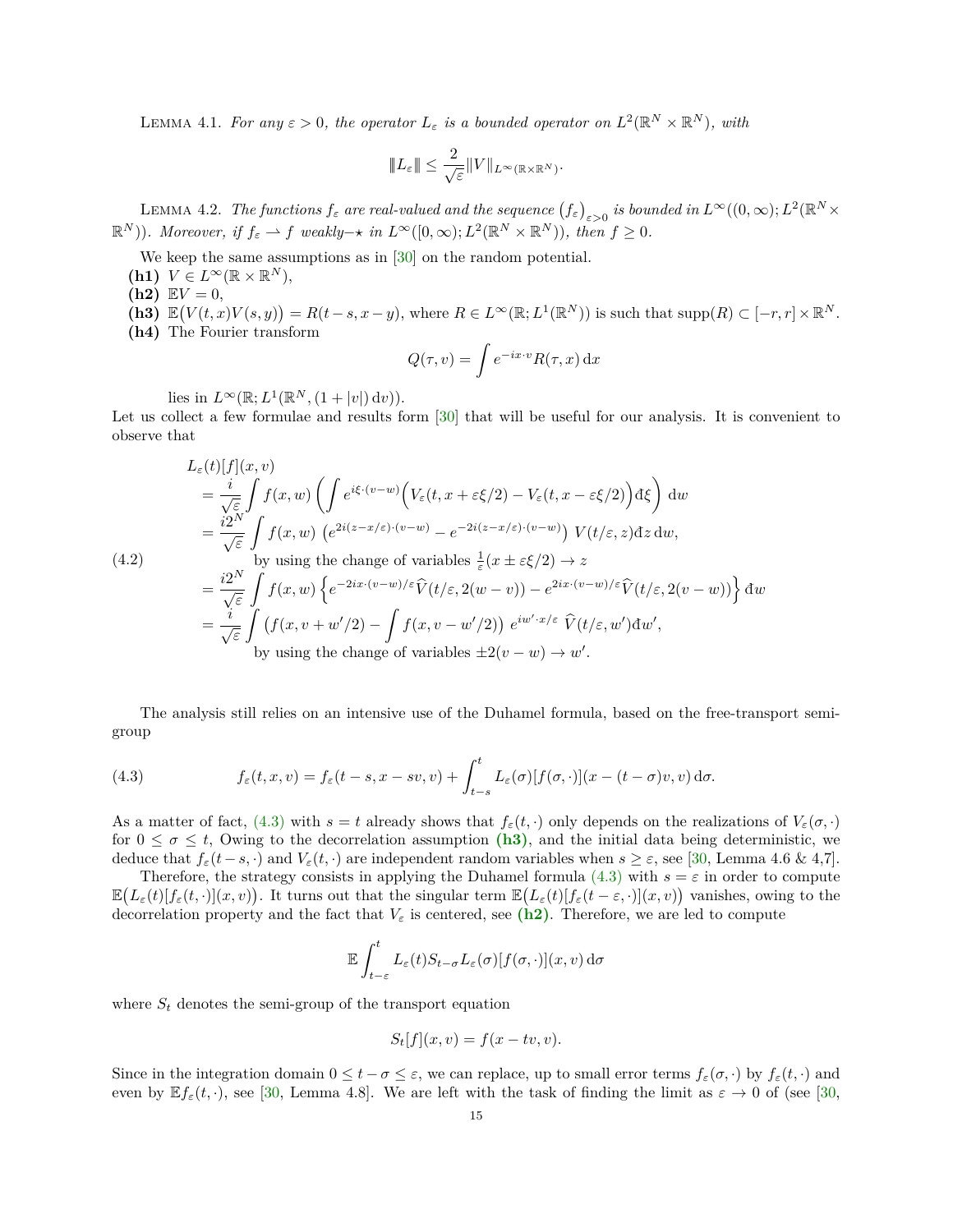LEMMA 4.1. *For any $\varepsilon > 0$, the operator $L_\varepsilon$ is a bounded operator on $L^2(\mathbb{R}^N \times \mathbb{R}^N)$, with*

$$\|L_\varepsilon\| \leq \frac{2}{\sqrt{\varepsilon}} \|V\|_{L^\infty(\mathbb{R}\times\mathbb{R}^N)}.$$

LEMMA 4.2. *The functions $f_\varepsilon$ are real-valued and the sequence $(f_\varepsilon)_{\varepsilon>0}$ is bounded in $L^\infty((0,\infty); L^2(\mathbb{R}^N \times \mathbb{R}^N))$. Moreover, if $f_\varepsilon \rightharpoonup f$ weakly$-\star$ in $L^\infty([0,\infty); L^2(\mathbb{R}^N \times \mathbb{R}^N))$, then $f \geq 0$.*

We keep the same assumptions as in [30] on the random potential.

**(h1)** $V \in L^\infty(\mathbb{R} \times \mathbb{R}^N)$,

**(h2)** $\mathbb{E}V = 0$,

**(h3)** $\mathbb{E}\big(V(t,x)V(s,y)\big) = R(t-s, x-y)$, where $R \in L^\infty(\mathbb{R}; L^1(\mathbb{R}^N))$ is such that $\mathrm{supp}(R) \subset [-r,r] \times \mathbb{R}^N$.

**(h4)** The Fourier transform

$$Q(\tau, v) = \int e^{-ix\cdot v} R(\tau, x)\,\mathrm{d}x$$

lies in $L^\infty(\mathbb{R}; L^1(\mathbb{R}^N, (1+|v|)\,\mathrm{d}v))$.

Let us collect a few formulae and results form [30] that will be useful for our analysis. It is convenient to observe that

$$
\begin{aligned}
&L_\varepsilon(t)[f](x,v) \\
&= \frac{i}{\sqrt{\varepsilon}} \int f(x,w) \left( \int e^{i\xi\cdot(v-w)} \Big( V_\varepsilon(t, x+\varepsilon\xi/2) - V_\varepsilon(t, x-\varepsilon\xi/2) \Big) \mathrm{d}\xi \right) \mathrm{d}w \\
&= \frac{i2^N}{\sqrt{\varepsilon}} \int f(x,w)\, \left( e^{2i(z-x/\varepsilon)\cdot(v-w)} - e^{-2i(z-x/\varepsilon)\cdot(v-w)} \right) V(t/\varepsilon, z) \mathrm{d}z\,\mathrm{d}w, \\
&\qquad \text{by using the change of variables } \tfrac{1}{\varepsilon}(x \pm \varepsilon\xi/2) \to z \\
&= \frac{i2^N}{\sqrt{\varepsilon}} \int f(x,w) \left\{ e^{-2ix\cdot(v-w)/\varepsilon} \widehat{V}(t/\varepsilon, 2(w-v)) - e^{2ix\cdot(v-w)/\varepsilon} \widehat{V}(t/\varepsilon, 2(v-w)) \right\} \mathrm{d}w \\
&= \frac{i}{\sqrt{\varepsilon}} \int \big( f(x, v+w'/2) - \int f(x, v-w'/2) \big)\, e^{iw'\cdot x/\varepsilon}\, \widehat{V}(t/\varepsilon, w') \mathrm{d}w', \\
&\qquad \text{by using the change of variables } \pm 2(v-w) \to w'.
\end{aligned}
\tag{4.2}
$$

The analysis still relies on an intensive use of the Duhamel formula, based on the free-transport semi-group

$$f_\varepsilon(t,x,v) = f_\varepsilon(t-s, x-sv, v) + \int_{t-s}^{t} L_\varepsilon(\sigma)[f(\sigma,\cdot)](x-(t-\sigma)v, v)\,\mathrm{d}\sigma. \tag{4.3}$$

As a matter of fact, (4.3) with $s = t$ already shows that $f_\varepsilon(t,\cdot)$ only depends on the realizations of $V_\varepsilon(\sigma,\cdot)$ for $0 \leq \sigma \leq t$, Owing to the decorrelation assumption **(h3)**, and the initial data being deterministic, we deduce that $f_\varepsilon(t-s,\cdot)$ and $V_\varepsilon(t,\cdot)$ are independent random variables when $s \geq \varepsilon$, see [30, Lemma 4.6 & 4,7].

Therefore, the strategy consists in applying the Duhamel formula (4.3) with $s = \varepsilon$ in order to compute $\mathbb{E}\big(L_\varepsilon(t)[f_\varepsilon(t,\cdot)](x,v)\big)$. It turns out that the singular term $\mathbb{E}\big(L_\varepsilon(t)[f_\varepsilon(t-\varepsilon,\cdot)](x,v)\big)$ vanishes, owing to the decorrelation property and the fact that $V_\varepsilon$ is centered, see **(h2)**. Therefore, we are led to compute

$$\mathbb{E}\int_{t-\varepsilon}^{t} L_\varepsilon(t) S_{t-\sigma} L_\varepsilon(\sigma)[f(\sigma,\cdot)](x,v)\,\mathrm{d}\sigma$$

where $S_t$ denotes the semi-group of the transport equation

$$S_t[f](x,v) = f(x-tv, v).$$

Since in the integration domain $0 \leq t-\sigma \leq \varepsilon$, we can replace, up to small error terms $f_\varepsilon(\sigma,\cdot)$ by $f_\varepsilon(t,\cdot)$ and even by $\mathbb{E}f_\varepsilon(t,\cdot)$, see [30, Lemma 4.8]. We are left with the task of finding the limit as $\varepsilon \to 0$ of (see [30,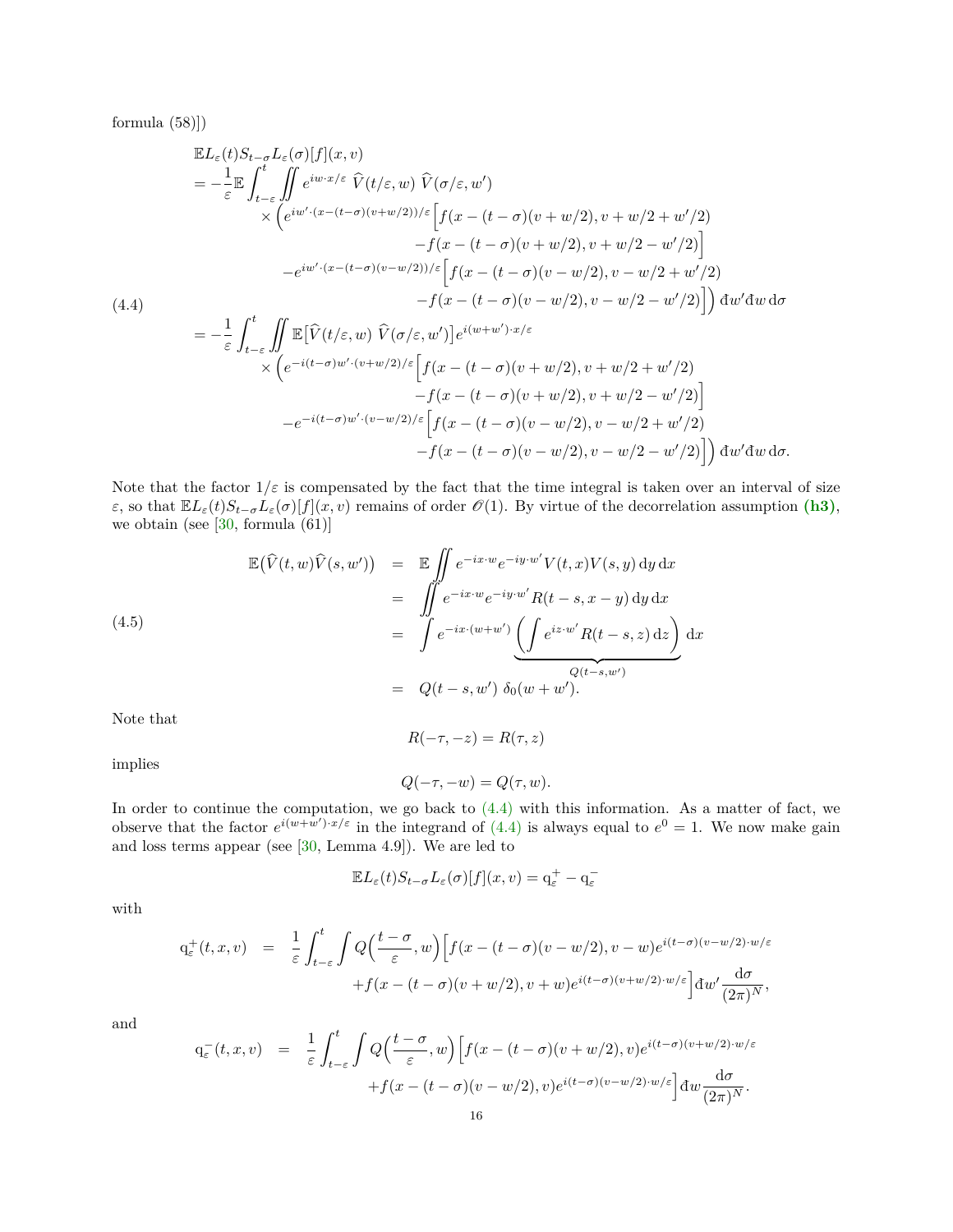formula (58)])

$$
\begin{aligned}
&\mathbb{E}L_\varepsilon(t)S_{t-\sigma}L_\varepsilon(\sigma)[f](x,v)\\
&= -\frac{1}{\varepsilon}\mathbb{E}\int_{t-\varepsilon}^{t}\iint e^{iw\cdot x/\varepsilon}\ \widehat{V}(t/\varepsilon,w)\ \widehat{V}(\sigma/\varepsilon,w')\\
&\qquad\times\Big(e^{iw'\cdot(x-(t-\sigma)(v+w/2))/\varepsilon}\Big[f(x-(t-\sigma)(v+w/2),v+w/2+w'/2)\\
&\qquad\qquad -f(x-(t-\sigma)(v+w/2),v+w/2-w'/2)\Big]\\
&\qquad -e^{iw'\cdot(x-(t-\sigma)(v-w/2))/\varepsilon}\Big[f(x-(t-\sigma)(v-w/2),v-w/2+w'/2)\\
&\qquad\qquad -f(x-(t-\sigma)(v-w/2),v-w/2-w'/2)\Big]\Big)\,\mathrm{d}w'\mathrm{d}w\,\mathrm{d}\sigma \qquad (4.4)\\
&= -\frac{1}{\varepsilon}\int_{t-\varepsilon}^{t}\iint \mathbb{E}\big[\widehat{V}(t/\varepsilon,w)\ \widehat{V}(\sigma/\varepsilon,w')\big]e^{i(w+w')\cdot x/\varepsilon}\\
&\qquad\times\Big(e^{-i(t-\sigma)w'\cdot(v+w/2)/\varepsilon}\Big[f(x-(t-\sigma)(v+w/2),v+w/2+w'/2)\\
&\qquad\qquad -f(x-(t-\sigma)(v+w/2),v+w/2-w'/2)\Big]\\
&\qquad -e^{-i(t-\sigma)w'\cdot(v-w/2)/\varepsilon}\Big[f(x-(t-\sigma)(v-w/2),v-w/2+w'/2)\\
&\qquad\qquad -f(x-(t-\sigma)(v-w/2),v-w/2-w'/2)\Big]\Big)\,\mathrm{d}w'\mathrm{d}w\,\mathrm{d}\sigma.
\end{aligned}
$$

Note that the factor $1/\varepsilon$ is compensated by the fact that the time integral is taken over an interval of size $\varepsilon$, so that $\mathbb{E}L_\varepsilon(t)S_{t-\sigma}L_\varepsilon(\sigma)[f](x,v)$ remains of order $\mathscr{O}(1)$. By virtue of the decorrelation assumption **(h3)**, we obtain (see [30, formula (61)]

$$
\begin{aligned}
\mathbb{E}\big(\widehat{V}(t,w)\widehat{V}(s,w')\big) &= \mathbb{E}\iint e^{-ix\cdot w}e^{-iy\cdot w'}V(t,x)V(s,y)\,\mathrm{d}y\,\mathrm{d}x\\
&= \iint e^{-ix\cdot w}e^{-iy\cdot w'}R(t-s,x-y)\,\mathrm{d}y\,\mathrm{d}x\\
&= \int e^{-ix\cdot(w+w')}\underbrace{\left(\int e^{iz\cdot w'}R(t-s,z)\,\mathrm{d}z\right)}_{Q(t-s,w')}\mathrm{d}x \qquad (4.5)\\
&= Q(t-s,w')\ \delta_0(w+w').
\end{aligned}
$$

Note that

$$R(-\tau,-z)=R(\tau,z)$$

implies

$$Q(-\tau,-w)=Q(\tau,w).$$

In order to continue the computation, we go back to (4.4) with this information. As a matter of fact, we observe that the factor $e^{i(w+w')\cdot x/\varepsilon}$ in the integrand of (4.4) is always equal to $e^0=1$. We now make gain and loss terms appear (see [30, Lemma 4.9]). We are led to

$$\mathbb{E}L_\varepsilon(t)S_{t-\sigma}L_\varepsilon(\sigma)[f](x,v)=\mathrm{q}_\varepsilon^+-\mathrm{q}_\varepsilon^-$$

with

$$
\begin{aligned}
\mathrm{q}_\varepsilon^+(t,x,v) &= \frac{1}{\varepsilon}\int_{t-\varepsilon}^{t}\int Q\Big(\frac{t-\sigma}{\varepsilon},w\Big)\Big[f(x-(t-\sigma)(v-w/2),v-w)e^{i(t-\sigma)(v-w/2)\cdot w/\varepsilon}\\
&\qquad +f(x-(t-\sigma)(v+w/2),v+w)e^{i(t-\sigma)(v+w/2)\cdot w/\varepsilon}\Big]\mathrm{d}w'\frac{\mathrm{d}\sigma}{(2\pi)^N},
\end{aligned}
$$

and

$$
\begin{aligned}
\mathrm{q}_\varepsilon^-(t,x,v) &= \frac{1}{\varepsilon}\int_{t-\varepsilon}^{t}\int Q\Big(\frac{t-\sigma}{\varepsilon},w\Big)\Big[f(x-(t-\sigma)(v+w/2),v)e^{i(t-\sigma)(v+w/2)\cdot w/\varepsilon}\\
&\qquad +f(x-(t-\sigma)(v-w/2),v)e^{i(t-\sigma)(v-w/2)\cdot w/\varepsilon}\Big]\mathrm{d}w\frac{\mathrm{d}\sigma}{(2\pi)^N}.
\end{aligned}
$$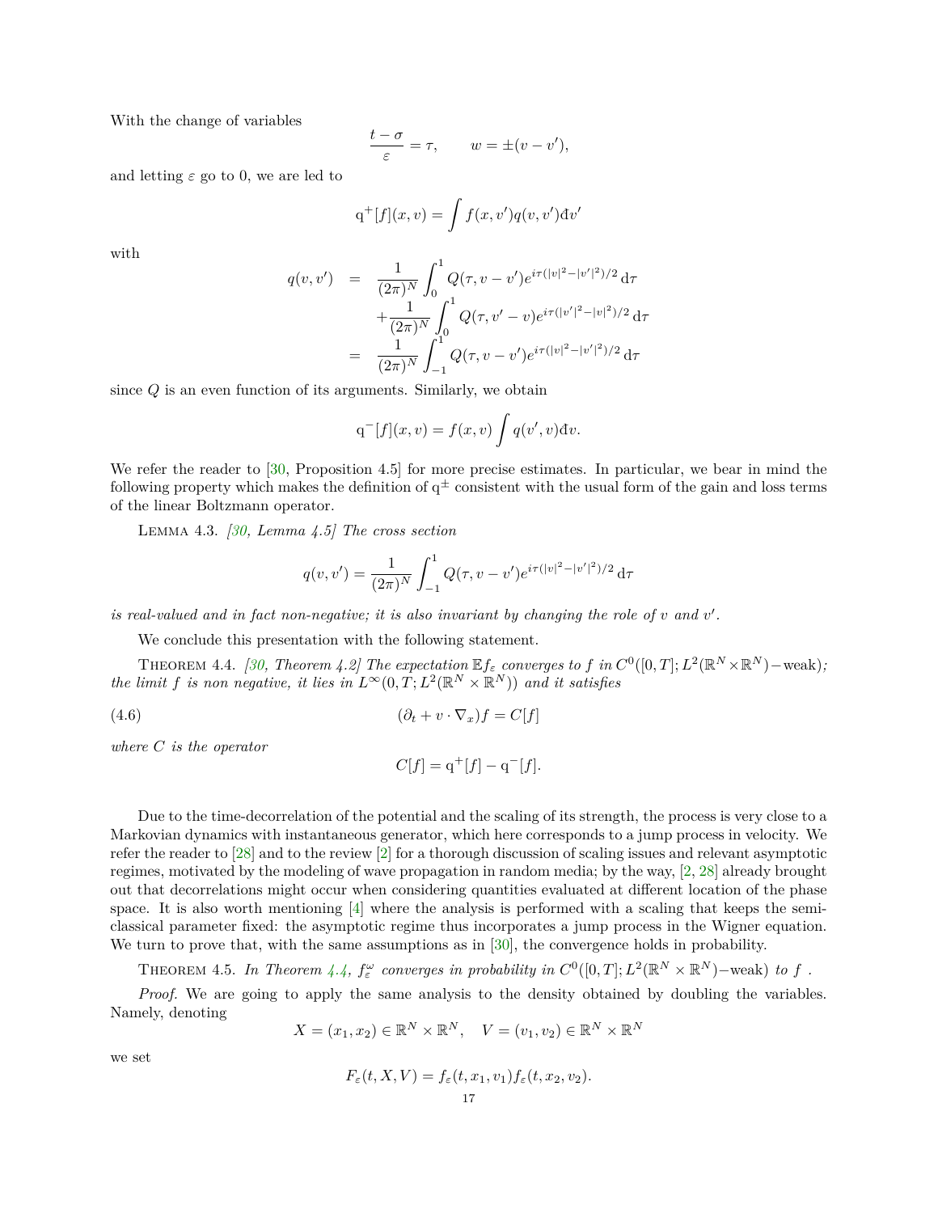With the change of variables

$$\frac{t-\sigma}{\varepsilon} = \tau, \qquad w = \pm(v - v'),$$

and letting $\varepsilon$ go to 0, we are led to

$$\mathrm{q}^+[f](x,v) = \int f(x,v')q(v,v')\mathrm{d}v'$$

with

$$\begin{aligned} q(v,v') &= \frac{1}{(2\pi)^N}\int_0^1 Q(\tau, v-v')e^{i\tau(|v|^2-|v'|^2)/2}\,\mathrm{d}\tau \\ &\quad + \frac{1}{(2\pi)^N}\int_0^1 Q(\tau, v'-v)e^{i\tau(|v'|^2-|v|^2)/2}\,\mathrm{d}\tau \\ &= \frac{1}{(2\pi)^N}\int_{-1}^1 Q(\tau, v-v')e^{i\tau(|v|^2-|v'|^2)/2}\,\mathrm{d}\tau \end{aligned}$$

since $Q$ is an even function of its arguments. Similarly, we obtain

$$\mathrm{q}^-[f](x,v) = f(x,v)\int q(v',v)\mathrm{d}v.$$

We refer the reader to [30, Proposition 4.5] for more precise estimates. In particular, we bear in mind the following property which makes the definition of $\mathrm{q}^\pm$ consistent with the usual form of the gain and loss terms of the linear Boltzmann operator.

Lemma 4.3. *[30, Lemma 4.5] The cross section*

$$q(v,v') = \frac{1}{(2\pi)^N}\int_{-1}^1 Q(\tau, v-v')e^{i\tau(|v|^2-|v'|^2)/2}\,\mathrm{d}\tau$$

*is real-valued and in fact non-negative; it is also invariant by changing the role of $v$ and $v'$.*

We conclude this presentation with the following statement.

Theorem 4.4. *[30, Theorem 4.2] The expectation $\mathbb{E}f_\varepsilon$ converges to $f$ in $C^0([0,T]; L^2(\mathbb{R}^N\times\mathbb{R}^N)-\text{weak})$; the limit $f$ is non negative, it lies in $L^\infty(0,T; L^2(\mathbb{R}^N\times\mathbb{R}^N))$ and it satisfies*

$$(\partial_t + v\cdot\nabla_x)f = C[f] \tag{4.6}$$

*where $C$ is the operator*

$$C[f] = \mathrm{q}^+[f] - \mathrm{q}^-[f].$$

Due to the time-decorrelation of the potential and the scaling of its strength, the process is very close to a Markovian dynamics with instantaneous generator, which here corresponds to a jump process in velocity. We refer the reader to [28] and to the review [2] for a thorough discussion of scaling issues and relevant asymptotic regimes, motivated by the modeling of wave propagation in random media; by the way, [2, 28] already brought out that decorrelations might occur when considering quantities evaluated at different location of the phase space. It is also worth mentioning [4] where the analysis is performed with a scaling that keeps the semi-classical parameter fixed: the asymptotic regime thus incorporates a jump process in the Wigner equation. We turn to prove that, with the same assumptions as in [30], the convergence holds in probability.

Theorem 4.5. *In Theorem 4.4, $f_\varepsilon^\omega$ converges in probability in $C^0([0,T]; L^2(\mathbb{R}^N\times\mathbb{R}^N)-\text{weak})$ to $f$ .*

*Proof.* We are going to apply the same analysis to the density obtained by doubling the variables. Namely, denoting

$$X = (x_1, x_2)\in\mathbb{R}^N\times\mathbb{R}^N, \quad V = (v_1, v_2)\in\mathbb{R}^N\times\mathbb{R}^N$$

we set

$$F_\varepsilon(t,X,V) = f_\varepsilon(t,x_1,v_1)f_\varepsilon(t,x_2,v_2).$$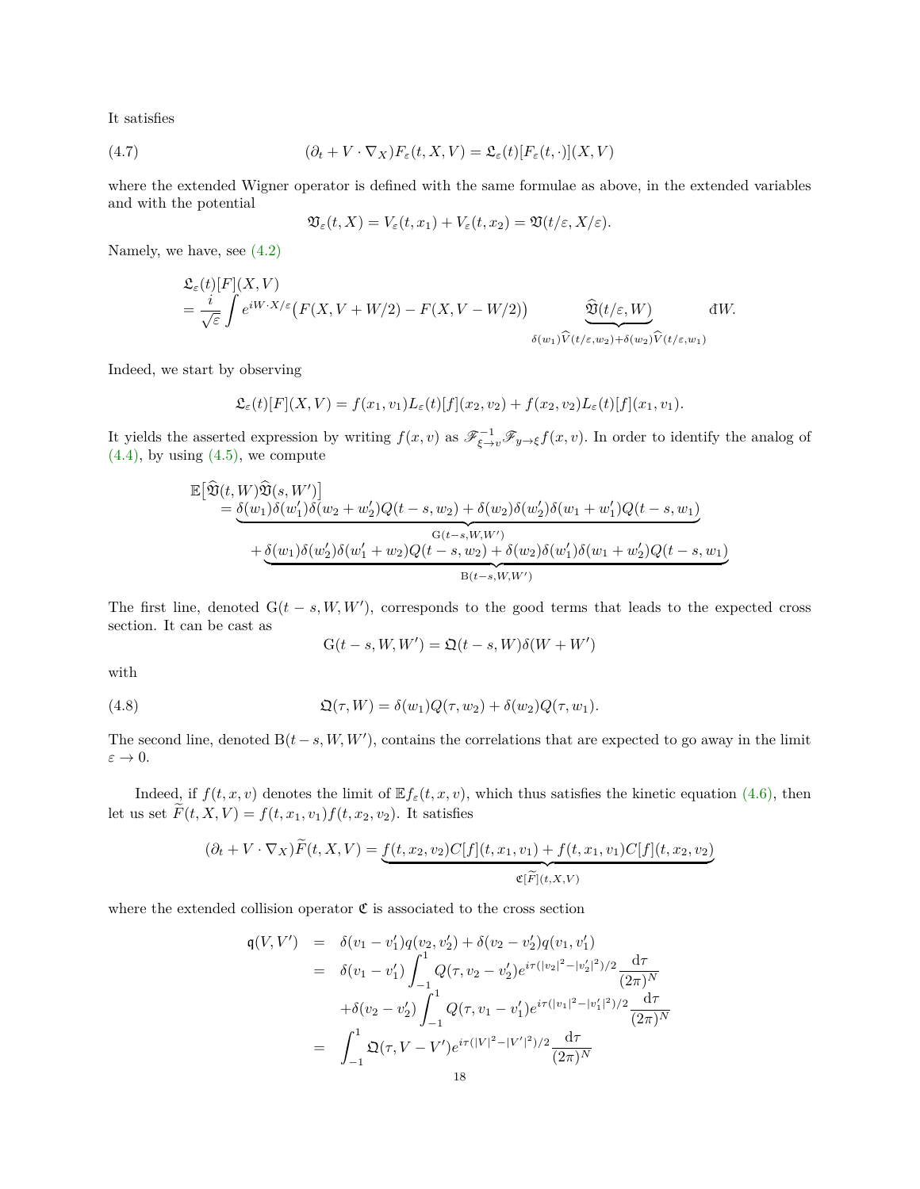It satisfies

$$(\partial_t + V\cdot\nabla_X)F_\varepsilon(t,X,V) = \mathfrak{L}_\varepsilon(t)[F_\varepsilon(t,\cdot)](X,V) \tag{4.7}$$

where the extended Wigner operator is defined with the same formulae as above, in the extended variables and with the potential

$$\mathfrak{V}_\varepsilon(t,X) = V_\varepsilon(t,x_1) + V_\varepsilon(t,x_2) = \mathfrak{V}(t/\varepsilon, X/\varepsilon).$$

Namely, we have, see (4.2)

$$\begin{aligned}
&\mathfrak{L}_\varepsilon(t)[F](X,V)\\
&= \frac{i}{\sqrt{\varepsilon}}\int e^{iW\cdot X/\varepsilon}\big(F(X,V+W/2) - F(X,V-W/2)\big)\underbrace{\widehat{\mathfrak{V}}(t/\varepsilon,W)}_{\delta(w_1)\widehat{V}(t/\varepsilon,w_2)+\delta(w_2)\widehat{V}(t/\varepsilon,w_1)}\,\mathrm{d}W.
\end{aligned}$$

Indeed, we start by observing

$$\mathfrak{L}_\varepsilon(t)[F](X,V) = f(x_1,v_1)L_\varepsilon(t)[f](x_2,v_2) + f(x_2,v_2)L_\varepsilon(t)[f](x_1,v_1).$$

It yields the asserted expression by writing $f(x,v)$ as $\mathscr{F}^{-1}_{\xi\to v}\mathscr{F}_{y\to\xi}f(x,v)$. In order to identify the analog of (4.4), by using (4.5), we compute

$$\begin{aligned}
&\mathbb{E}\big[\widehat{\mathfrak{V}}(t,W)\widehat{\mathfrak{V}}(s,W')\big]\\
&= \underbrace{\delta(w_1)\delta(w_1')\delta(w_2+w_2')Q(t-s,w_2) + \delta(w_2)\delta(w_2')\delta(w_1+w_1')Q(t-s,w_1)}_{\mathrm{G}(t-s,W,W')}\\
&\quad + \underbrace{\delta(w_1)\delta(w_2')\delta(w_1'+w_2)Q(t-s,w_2) + \delta(w_2)\delta(w_1')\delta(w_1+w_2')Q(t-s,w_1)}_{\mathrm{B}(t-s,W,W')}
\end{aligned}$$

The first line, denoted $\mathrm{G}(t-s,W,W')$, corresponds to the good terms that leads to the expected cross section. It can be cast as

$$\mathrm{G}(t-s,W,W') = \mathfrak{Q}(t-s,W)\delta(W+W')$$

with

$$\mathfrak{Q}(\tau,W) = \delta(w_1)Q(\tau,w_2) + \delta(w_2)Q(\tau,w_1). \tag{4.8}$$

The second line, denoted $\mathrm{B}(t-s,W,W')$, contains the correlations that are expected to go away in the limit $\varepsilon\to 0$.

Indeed, if $f(t,x,v)$ denotes the limit of $\mathbb{E}f_\varepsilon(t,x,v)$, which thus satisfies the kinetic equation (4.6), then let us set $\widetilde{F}(t,X,V) = f(t,x_1,v_1)f(t,x_2,v_2)$. It satisfies

$$(\partial_t + V\cdot\nabla_X)\widetilde{F}(t,X,V) = \underbrace{f(t,x_2,v_2)C[f](t,x_1,v_1) + f(t,x_1,v_1)C[f](t,x_2,v_2)}_{\mathfrak{C}[\widetilde{F}](t,X,V)}$$

where the extended collision operator $\mathfrak{C}$ is associated to the cross section

$$\begin{aligned}
\mathfrak{q}(V,V') &= \delta(v_1-v_1')q(v_2,v_2') + \delta(v_2-v_2')q(v_1,v_1')\\
&= \delta(v_1-v_1')\int_{-1}^{1}Q(\tau,v_2-v_2')e^{i\tau(|v_2|^2-|v_2'|^2)/2}\frac{\mathrm{d}\tau}{(2\pi)^N}\\
&\quad + \delta(v_2-v_2')\int_{-1}^{1}Q(\tau,v_1-v_1')e^{i\tau(|v_1|^2-|v_1'|^2)/2}\frac{\mathrm{d}\tau}{(2\pi)^N}\\
&= \int_{-1}^{1}\mathfrak{Q}(\tau,V-V')e^{i\tau(|V|^2-|V'|^2)/2}\frac{\mathrm{d}\tau}{(2\pi)^N}
\end{aligned}$$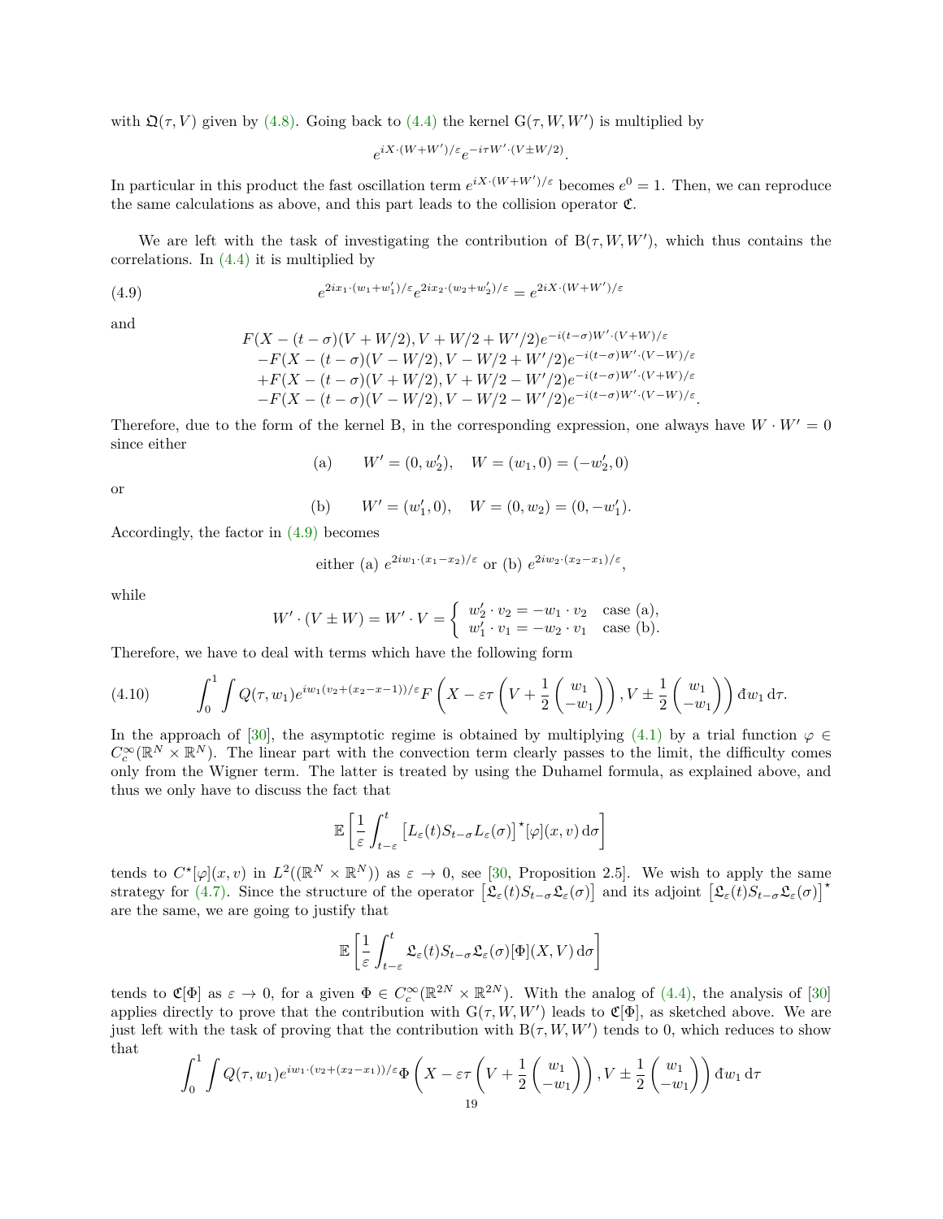with $\mathfrak{Q}(\tau, V)$ given by (4.8). Going back to (4.4) the kernel $\mathrm{G}(\tau, W, W')$ is multiplied by

$$e^{iX\cdot(W+W')/\varepsilon}e^{-i\tau W'\cdot(V\pm W/2)}.$$

In particular in this product the fast oscillation term $e^{iX\cdot(W+W')/\varepsilon}$ becomes $e^0 = 1$. Then, we can reproduce the same calculations as above, and this part leads to the collision operator $\mathfrak{C}$.

We are left with the task of investigating the contribution of $\mathrm{B}(\tau, W, W')$, which thus contains the correlations. In (4.4) it is multiplied by

$$e^{2ix_1\cdot(w_1+w_1')/\varepsilon}e^{2ix_2\cdot(w_2+w_2')/\varepsilon} = e^{2iX\cdot(W+W')/\varepsilon} \tag{4.9}$$

and

$$\begin{aligned}
&F(X-(t-\sigma)(V+W/2), V+W/2+W'/2)e^{-i(t-\sigma)W'\cdot(V+W)/\varepsilon}\\
&-F(X-(t-\sigma)(V-W/2), V-W/2+W'/2)e^{-i(t-\sigma)W'\cdot(V-W)/\varepsilon}\\
&+F(X-(t-\sigma)(V+W/2), V+W/2-W'/2)e^{-i(t-\sigma)W'\cdot(V+W)/\varepsilon}\\
&-F(X-(t-\sigma)(V-W/2), V-W/2-W'/2)e^{-i(t-\sigma)W'\cdot(V-W)/\varepsilon}.
\end{aligned}$$

Therefore, due to the form of the kernel B, in the corresponding expression, one always have $W\cdot W' = 0$ since either

$$\text{(a)} \qquad W' = (0, w_2'), \quad W = (w_1, 0) = (-w_2', 0)$$

or

$$\text{(b)} \qquad W' = (w_1', 0), \quad W = (0, w_2) = (0, -w_1').$$

Accordingly, the factor in (4.9) becomes

$$\text{either (a) } e^{2iw_1\cdot(x_1-x_2)/\varepsilon} \text{ or (b) } e^{2iw_2\cdot(x_2-x_1)/\varepsilon},$$

while

$$W'\cdot(V\pm W) = W'\cdot V = \begin{cases} w_2'\cdot v_2 = -w_1\cdot v_2 & \text{case (a)},\\ w_1'\cdot v_1 = -w_2\cdot v_1 & \text{case (b)}.\end{cases}$$

Therefore, we have to deal with terms which have the following form

$$\int_0^1\int Q(\tau, w_1)e^{iw_1(v_2+(x_2-x-1))/\varepsilon}F\left(X-\varepsilon\tau\left(V+\frac{1}{2}\begin{pmatrix}w_1\\-w_1\end{pmatrix}\right), V\pm\frac{1}{2}\begin{pmatrix}w_1\\-w_1\end{pmatrix}\right)\mathrm{d}w_1\,\mathrm{d}\tau. \tag{4.10}$$

In the approach of [30], the asymptotic regime is obtained by multiplying (4.1) by a trial function $\varphi \in C_c^\infty(\mathbb{R}^N\times\mathbb{R}^N)$. The linear part with the convection term clearly passes to the limit, the difficulty comes only from the Wigner term. The latter is treated by using the Duhamel formula, as explained above, and thus we only have to discuss the fact that

$$\mathbb{E}\left[\frac{1}{\varepsilon}\int_{t-\varepsilon}^t\left[L_\varepsilon(t)S_{t-\sigma}L_\varepsilon(\sigma)\right]^\star[\varphi](x,v)\,\mathrm{d}\sigma\right]$$

tends to $C^\star[\varphi](x,v)$ in $L^2((\mathbb{R}^N\times\mathbb{R}^N))$ as $\varepsilon\to 0$, see [30, Proposition 2.5]. We wish to apply the same strategy for (4.7). Since the structure of the operator $\left[\mathfrak{L}_\varepsilon(t)S_{t-\sigma}\mathfrak{L}_\varepsilon(\sigma)\right]$ and its adjoint $\left[\mathfrak{L}_\varepsilon(t)S_{t-\sigma}\mathfrak{L}_\varepsilon(\sigma)\right]^\star$ are the same, we are going to justify that

$$\mathbb{E}\left[\frac{1}{\varepsilon}\int_{t-\varepsilon}^t\mathfrak{L}_\varepsilon(t)S_{t-\sigma}\mathfrak{L}_\varepsilon(\sigma)[\Phi](X,V)\,\mathrm{d}\sigma\right]$$

tends to $\mathfrak{C}[\Phi]$ as $\varepsilon\to 0$, for a given $\Phi\in C_c^\infty(\mathbb{R}^{2N}\times\mathbb{R}^{2N})$. With the analog of (4.4), the analysis of [30] applies directly to prove that the contribution with $\mathrm{G}(\tau, W, W')$ leads to $\mathfrak{C}[\Phi]$, as sketched above. We are just left with the task of proving that the contribution with $\mathrm{B}(\tau, W, W')$ tends to 0, which reduces to show that

$$\int_0^1\int Q(\tau, w_1)e^{iw_1\cdot(v_2+(x_2-x_1))/\varepsilon}\Phi\left(X-\varepsilon\tau\left(V+\frac{1}{2}\begin{pmatrix}w_1\\-w_1\end{pmatrix}\right), V\pm\frac{1}{2}\begin{pmatrix}w_1\\-w_1\end{pmatrix}\right)\mathrm{d}w_1\,\mathrm{d}\tau$$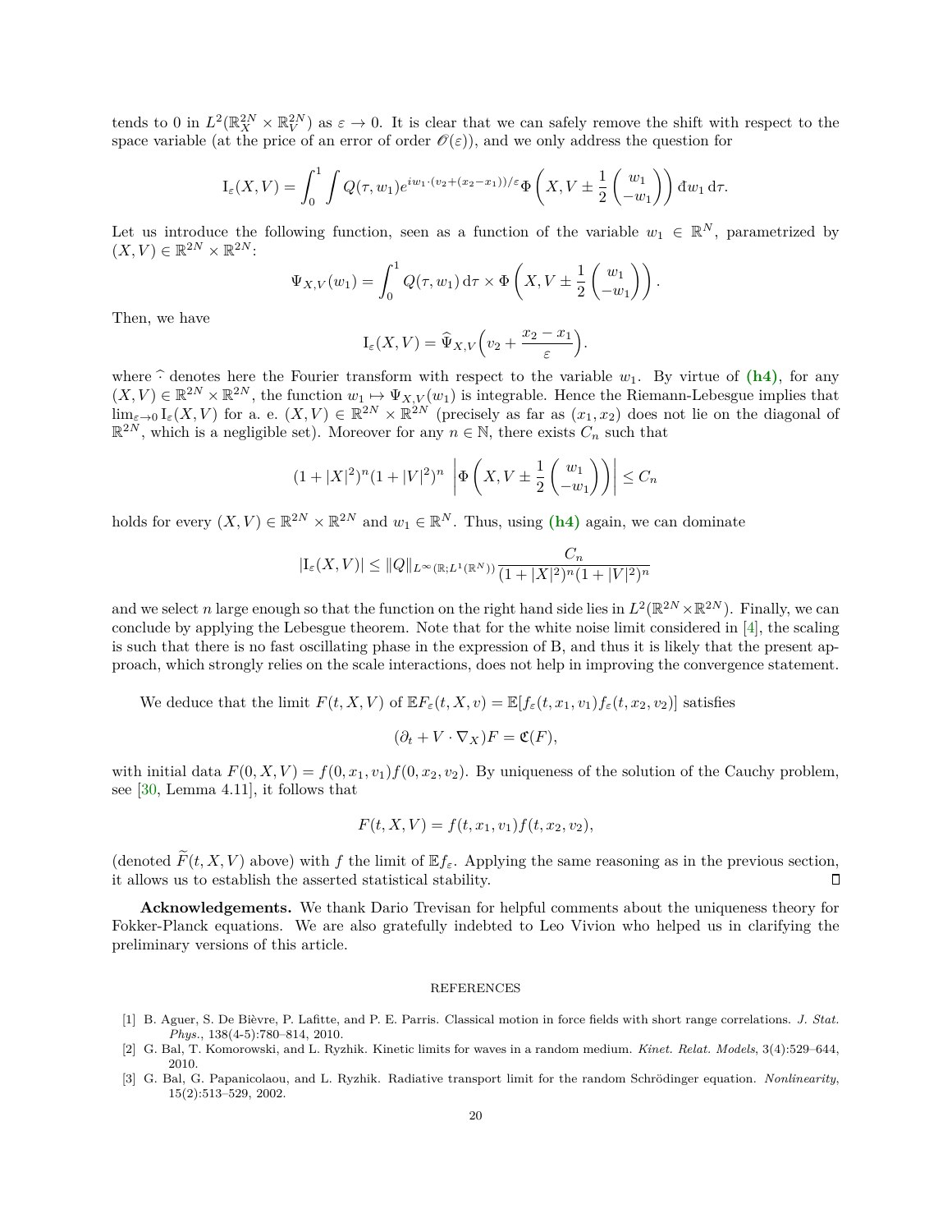tends to 0 in $L^2(\mathbb{R}^{2N}_X \times \mathbb{R}^{2N}_V)$ as $\varepsilon \to 0$. It is clear that we can safely remove the shift with respect to the space variable (at the price of an error of order $\mathscr{O}(\varepsilon)$), and we only address the question for

$$\mathrm{I}_\varepsilon(X,V) = \int_0^1 \int Q(\tau, w_1) e^{iw_1 \cdot (v_2 + (x_2 - x_1))/\varepsilon} \Phi\left(X, V \pm \frac{1}{2}\begin{pmatrix} w_1 \\ -w_1 \end{pmatrix}\right) \mathrm{đ}w_1 \,\mathrm{d}\tau.$$

Let us introduce the following function, seen as a function of the variable $w_1 \in \mathbb{R}^N$, parametrized by $(X,V) \in \mathbb{R}^{2N} \times \mathbb{R}^{2N}$:

$$\Psi_{X,V}(w_1) = \int_0^1 Q(\tau, w_1)\,\mathrm{d}\tau \times \Phi\left(X, V \pm \frac{1}{2}\begin{pmatrix} w_1 \\ -w_1 \end{pmatrix}\right).$$

Then, we have

$$\mathrm{I}_\varepsilon(X,V) = \widehat{\Psi}_{X,V}\Big(v_2 + \frac{x_2 - x_1}{\varepsilon}\Big).$$

where $\widehat{\cdot}$ denotes here the Fourier transform with respect to the variable $w_1$. By virtue of **(h4)**, for any $(X,V) \in \mathbb{R}^{2N} \times \mathbb{R}^{2N}$, the function $w_1 \mapsto \Psi_{X,V}(w_1)$ is integrable. Hence the Riemann-Lebesgue implies that $\lim_{\varepsilon \to 0} \mathrm{I}_\varepsilon(X,V)$ for a. e. $(X,V) \in \mathbb{R}^{2N} \times \mathbb{R}^{2N}$ (precisely as far as $(x_1, x_2)$ does not lie on the diagonal of $\mathbb{R}^{2N}$, which is a negligible set). Moreover for any $n \in \mathbb{N}$, there exists $C_n$ such that

$$(1 + |X|^2)^n (1 + |V|^2)^n \ \left|\Phi\left(X, V \pm \frac{1}{2}\begin{pmatrix} w_1 \\ -w_1 \end{pmatrix}\right)\right| \le C_n$$

holds for every $(X,V) \in \mathbb{R}^{2N} \times \mathbb{R}^{2N}$ and $w_1 \in \mathbb{R}^N$. Thus, using **(h4)** again, we can dominate

$$|\mathrm{I}_\varepsilon(X,V)| \le \|Q\|_{L^\infty(\mathbb{R}; L^1(\mathbb{R}^N))} \frac{C_n}{(1 + |X|^2)^n (1 + |V|^2)^n}$$

and we select $n$ large enough so that the function on the right hand side lies in $L^2(\mathbb{R}^{2N} \times \mathbb{R}^{2N})$. Finally, we can conclude by applying the Lebesgue theorem. Note that for the white noise limit considered in [4], the scaling is such that there is no fast oscillating phase in the expression of B, and thus it is likely that the present approach, which strongly relies on the scale interactions, does not help in improving the convergence statement.

We deduce that the limit $F(t,X,V)$ of $\mathbb{E}F_\varepsilon(t,X,v) = \mathbb{E}[f_\varepsilon(t,x_1,v_1) f_\varepsilon(t,x_2,v_2)]$ satisfies

$$(\partial_t + V \cdot \nabla_X) F = \mathfrak{C}(F),$$

with initial data $F(0,X,V) = f(0,x_1,v_1) f(0,x_2,v_2)$. By uniqueness of the solution of the Cauchy problem, see [30, Lemma 4.11], it follows that

$$F(t,X,V) = f(t,x_1,v_1) f(t,x_2,v_2),$$

(denoted $\widetilde{F}(t,X,V)$ above) with $f$ the limit of $\mathbb{E}f_\varepsilon$. Applying the same reasoning as in the previous section, it allows us to establish the asserted statistical stability. ◻

**Acknowledgements.** We thank Dario Trevisan for helpful comments about the uniqueness theory for Fokker-Planck equations. We are also gratefully indebted to Leo Vivion who helped us in clarifying the preliminary versions of this article.

## REFERENCES

[1] B. Aguer, S. De Bièvre, P. Lafitte, and P. E. Parris. Classical motion in force fields with short range correlations. *J. Stat. Phys.*, 138(4-5):780–814, 2010.

[2] G. Bal, T. Komorowski, and L. Ryzhik. Kinetic limits for waves in a random medium. *Kinet. Relat. Models*, 3(4):529–644, 2010.

[3] G. Bal, G. Papanicolaou, and L. Ryzhik. Radiative transport limit for the random Schrödinger equation. *Nonlinearity*, 15(2):513–529, 2002.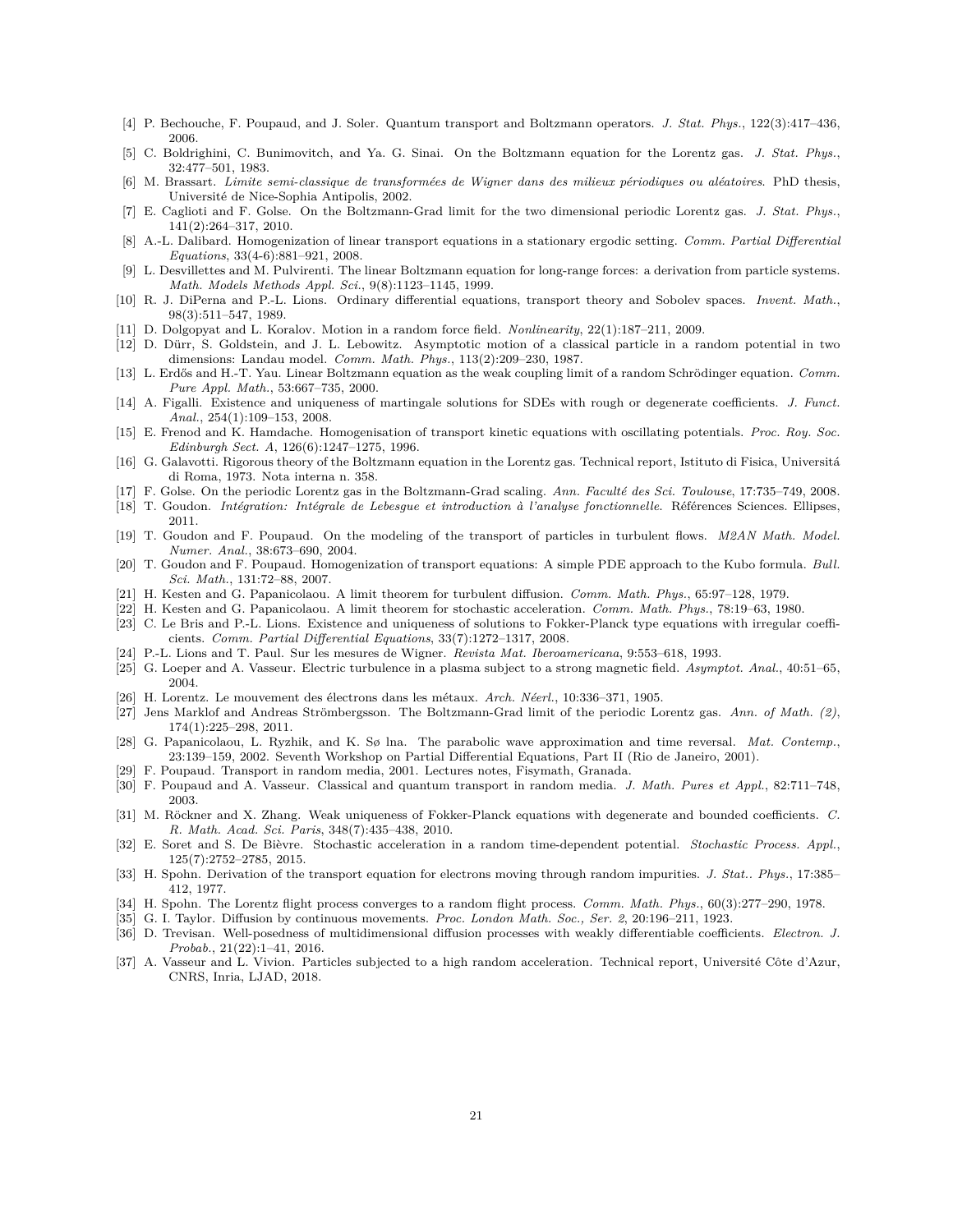[4] P. Bechouche, F. Poupaud, and J. Soler. Quantum transport and Boltzmann operators. *J. Stat. Phys.*, 122(3):417–436, 2006.

[5] C. Boldrighini, C. Bunimovitch, and Ya. G. Sinai. On the Boltzmann equation for the Lorentz gas. *J. Stat. Phys.*, 32:477–501, 1983.

[6] M. Brassart. *Limite semi-classique de transformées de Wigner dans des milieux périodiques ou aléatoires*. PhD thesis, Université de Nice-Sophia Antipolis, 2002.

[7] E. Caglioti and F. Golse. On the Boltzmann-Grad limit for the two dimensional periodic Lorentz gas. *J. Stat. Phys.*, 141(2):264–317, 2010.

[8] A.-L. Dalibard. Homogenization of linear transport equations in a stationary ergodic setting. *Comm. Partial Differential Equations*, 33(4-6):881–921, 2008.

[9] L. Desvillettes and M. Pulvirenti. The linear Boltzmann equation for long-range forces: a derivation from particle systems. *Math. Models Methods Appl. Sci.*, 9(8):1123–1145, 1999.

[10] R. J. DiPerna and P.-L. Lions. Ordinary differential equations, transport theory and Sobolev spaces. *Invent. Math.*, 98(3):511–547, 1989.

[11] D. Dolgopyat and L. Koralov. Motion in a random force field. *Nonlinearity*, 22(1):187–211, 2009.

[12] D. Dürr, S. Goldstein, and J. L. Lebowitz. Asymptotic motion of a classical particle in a random potential in two dimensions: Landau model. *Comm. Math. Phys.*, 113(2):209–230, 1987.

[13] L. Erdős and H.-T. Yau. Linear Boltzmann equation as the weak coupling limit of a random Schrödinger equation. *Comm. Pure Appl. Math.*, 53:667–735, 2000.

[14] A. Figalli. Existence and uniqueness of martingale solutions for SDEs with rough or degenerate coefficients. *J. Funct. Anal.*, 254(1):109–153, 2008.

[15] E. Frenod and K. Hamdache. Homogenisation of transport kinetic equations with oscillating potentials. *Proc. Roy. Soc. Edinburgh Sect. A*, 126(6):1247–1275, 1996.

[16] G. Galavotti. Rigorous theory of the Boltzmann equation in the Lorentz gas. Technical report, Istituto di Fisica, Universitá di Roma, 1973. Nota interna n. 358.

[17] F. Golse. On the periodic Lorentz gas in the Boltzmann-Grad scaling. *Ann. Faculté des Sci. Toulouse*, 17:735–749, 2008.

[18] T. Goudon. *Intégration: Intégrale de Lebesgue et introduction à l'analyse fonctionnelle*. Références Sciences. Ellipses, 2011.

[19] T. Goudon and F. Poupaud. On the modeling of the transport of particles in turbulent flows. *M2AN Math. Model. Numer. Anal.*, 38:673–690, 2004.

[20] T. Goudon and F. Poupaud. Homogenization of transport equations: A simple PDE approach to the Kubo formula. *Bull. Sci. Math.*, 131:72–88, 2007.

[21] H. Kesten and G. Papanicolaou. A limit theorem for turbulent diffusion. *Comm. Math. Phys.*, 65:97–128, 1979.

[22] H. Kesten and G. Papanicolaou. A limit theorem for stochastic acceleration. *Comm. Math. Phys.*, 78:19–63, 1980.

[23] C. Le Bris and P.-L. Lions. Existence and uniqueness of solutions to Fokker-Planck type equations with irregular coefficients. *Comm. Partial Differential Equations*, 33(7):1272–1317, 2008.

[24] P.-L. Lions and T. Paul. Sur les mesures de Wigner. *Revista Mat. Iberoamericana*, 9:553–618, 1993.

[25] G. Loeper and A. Vasseur. Electric turbulence in a plasma subject to a strong magnetic field. *Asymptot. Anal.*, 40:51–65, 2004.

[26] H. Lorentz. Le mouvement des électrons dans les métaux. *Arch. Néerl.*, 10:336–371, 1905.

[27] Jens Marklof and Andreas Strömbergsson. The Boltzmann-Grad limit of the periodic Lorentz gas. *Ann. of Math. (2)*, 174(1):225–298, 2011.

[28] G. Papanicolaou, L. Ryzhik, and K. Sø lna. The parabolic wave approximation and time reversal. *Mat. Contemp.*, 23:139–159, 2002. Seventh Workshop on Partial Differential Equations, Part II (Rio de Janeiro, 2001).

[29] F. Poupaud. Transport in random media, 2001. Lectures notes, Fisymath, Granada.

[30] F. Poupaud and A. Vasseur. Classical and quantum transport in random media. *J. Math. Pures et Appl.*, 82:711–748, 2003.

[31] M. Röckner and X. Zhang. Weak uniqueness of Fokker-Planck equations with degenerate and bounded coefficients. *C. R. Math. Acad. Sci. Paris*, 348(7):435–438, 2010.

[32] E. Soret and S. De Bièvre. Stochastic acceleration in a random time-dependent potential. *Stochastic Process. Appl.*, 125(7):2752–2785, 2015.

[33] H. Spohn. Derivation of the transport equation for electrons moving through random impurities. *J. Stat.. Phys.*, 17:385–412, 1977.

[34] H. Spohn. The Lorentz flight process converges to a random flight process. *Comm. Math. Phys.*, 60(3):277–290, 1978.

[35] G. I. Taylor. Diffusion by continuous movements. *Proc. London Math. Soc., Ser. 2*, 20:196–211, 1923.

[36] D. Trevisan. Well-posedness of multidimensional diffusion processes with weakly differentiable coefficients. *Electron. J. Probab.*, 21(22):1–41, 2016.

[37] A. Vasseur and L. Vivion. Particles subjected to a high random acceleration. Technical report, Université Côte d'Azur, CNRS, Inria, LJAD, 2018.